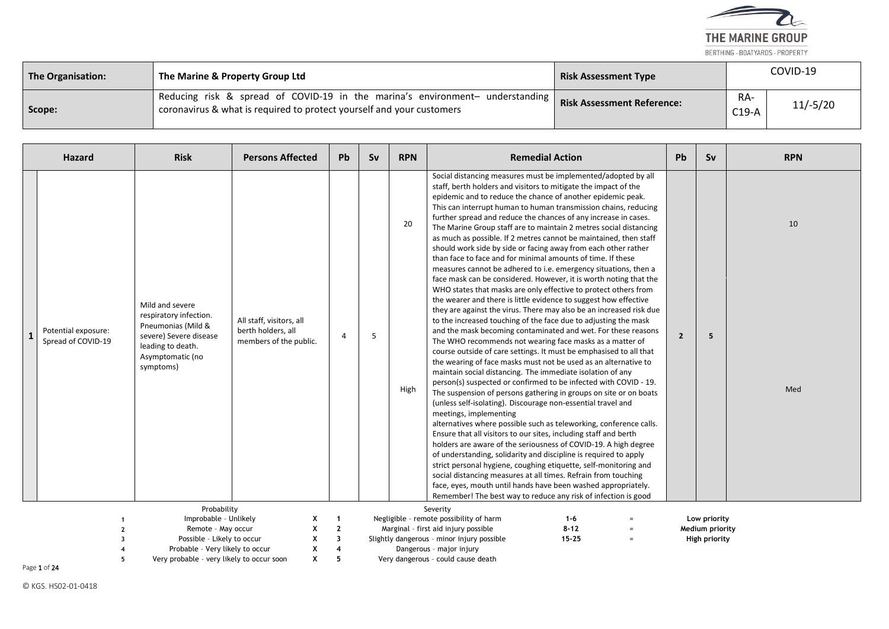| The Organisation: | The Marine & Property Group Ltd | Risk Assessment Type | COVID-19 | |
|---|---|---|---|---|
| Scope: | Reducing risk & spread of COVID-19 in the marina's environment– understanding coronavirus & what is required to protect yourself and your customers | Risk Assessment Reference: | RA-C19-A | 11/-5/20 |

| | Hazard | Risk | Persons Affected | Pb | Sv | RPN | Remedial Action | Pb | Sv | RPN |
|---|---|---|---|---|---|---|---|---|---|---|
| 1 | Potential exposure: Spread of COVID-19 | Mild and severe respiratory infection. Pneumonias (Mild & severe) Severe disease leading to death. Asymptomatic (no symptoms) | All staff, visitors, all berth holders, all members of the public. | 4 | 5 | 20 High | Social distancing measures must be implemented/adopted by all staff, berth holders and visitors to mitigate the impact of the epidemic and to reduce the chance of another epidemic peak. This can interrupt human to human transmission chains, reducing further spread and reduce the chances of any increase in cases. The Marine Group staff are to maintain 2 metres social distancing as much as possible. If 2 metres cannot be maintained, then staff should work side by side or facing away from each other rather than face to face and for minimal amounts of time. If these measures cannot be adhered to i.e. emergency situations, then a face mask can be considered. However, it is worth noting that the WHO states that masks are only effective to protect others from the wearer and there is little evidence to suggest how effective they are against the virus. There may also be an increased risk due to the increased touching of the face due to adjusting the mask and the mask becoming contaminated and wet. For these reasons The WHO recommends not wearing face masks as a matter of course outside of care settings. It must be emphasised to all that the wearing of face masks must not be used as an alternative to maintain social distancing. The immediate isolation of any person(s) suspected or confirmed to be infected with COVID - 19. The suspension of persons gathering in groups on site or on boats (unless self-isolating). Discourage non-essential travel and meetings, implementing alternatives where possible such as teleworking, conference calls. Ensure that all visitors to our sites, including staff and berth holders are aware of the seriousness of COVID-19. A high degree of understanding, solidarity and discipline is required to apply strict personal hygiene, coughing etiquette, self-monitoring and social distancing measures at all times. Refrain from touching face, eyes, mouth until hands have been washed appropriately. Remember! The best way to reduce any risk of infection is good | 2 | 5 | 10 Med |

| | Probability | | | Severity | | | |
|---|---|---|---|---|---|---|---|
| 1 | Improbable - Unlikely | X | 1 | Negligible - remote possibility of harm | 1-6 | = | Low priority |
| 2 | Remote - May occur | X | 2 | Marginal - first aid injury possible | 8-12 | = | Medium priority |
| 3 | Possible - Likely to occur | X | 3 | Slightly dangerous - minor injury possible | 15-25 | = | High priority |
| 4 | Probable - Very likely to occur | X | 4 | Dangerous - major injury | | | |
| 5 | Very probable - very likely to occur soon | X | 5 | Very dangerous - could cause death | | | |

© KGS. HS02-01-0418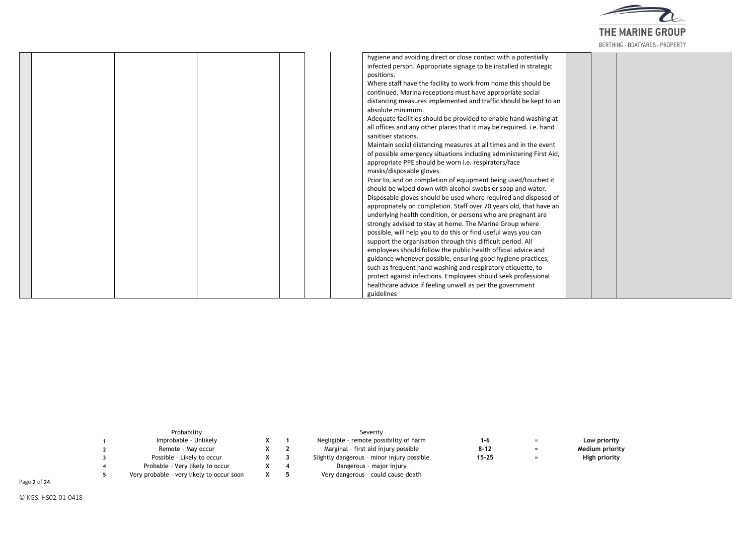| | | | | | | | | | |
|---|---|---|---|---|---|---|---|---|---|
| | | | | | | hygiene and avoiding direct or close contact with a potentially infected person. Appropriate signage to be installed in strategic positions.<br>Where staff have the facility to work from home this should be continued. Marina receptions must have appropriate social distancing measures implemented and traffic should be kept to an absolute minimum.<br>Adequate facilities should be provided to enable hand washing at all offices and any other places that it may be required. i.e. hand sanitiser stations.<br>Maintain social distancing measures at all times and in the event of possible emergency situations including administering First Aid, appropriate PPE should be worn i.e. respirators/face masks/disposable gloves.<br>Prior to, and on completion of equipment being used/touched it should be wiped down with alcohol swabs or soap and water. Disposable gloves should be used where required and disposed of appropriately on completion. Staff over 70 years old, that have an underlying health condition, or persons who are pregnant are strongly advised to stay at home. The Marine Group where possible, will help you to do this or find useful ways you can support the organisation through this difficult period. All employees should follow the public health official advice and guidance whenever possible, ensuring good hygiene practices, such as frequent hand washing and respiratory etiquette, to protect against infections. Employees should seek professional healthcare advice if feeling unwell as per the government guidelines | | | |

| | Probability | | | Severity | | | |
|---|---|---|---|---|---|---|---|
| 1 | Improbable - Unlikely | X | 1 | Negligible - remote possibility of harm | 1-6 | = | **Low priority** |
| 2 | Remote - May occur | X | 2 | Marginal - first aid injury possible | 8-12 | = | **Medium priority** |
| 3 | Possible - Likely to occur | X | 3 | Slightly dangerous - minor injury possible | 15-25 | = | **High priority** |
| 4 | Probable - Very likely to occur | X | 4 | Dangerous - major injury | | | |
| 5 | Very probable - very likely to occur soon | X | 5 | Very dangerous - could cause death | | | |

© KGS. HS02-01-0418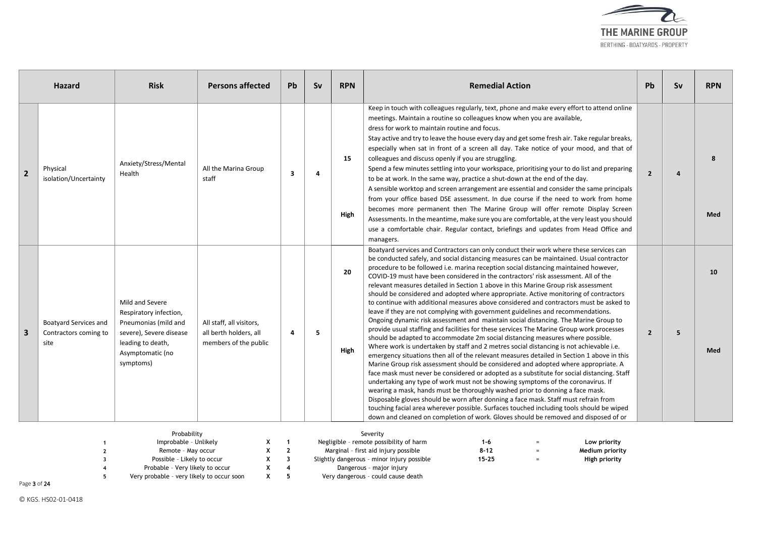| | Hazard | Risk | Persons affected | Pb | Sv | RPN | Remedial Action | Pb | Sv | RPN |
|---|---|---|---|---|---|---|---|---|---|---|
| 2 | Physical isolation/Uncertainty | Anxiety/Stress/Mental Health | All the Marina Group staff | 3 | 4 | 15 High | Keep in touch with colleagues regularly, text, phone and make every effort to attend online meetings. Maintain a routine so colleagues know when you are available, dress for work to maintain routine and focus. Stay active and try to leave the house every day and get some fresh air. Take regular breaks, especially when sat in front of a screen all day. Take notice of your mood, and that of colleagues and discuss openly if you are struggling. Spend a few minutes settling into your workspace, prioritising your to do list and preparing to be at work. In the same way, practice a shut-down at the end of the day. A sensible worktop and screen arrangement are essential and consider the same principals from your office based DSE assessment. In due course if the need to work from home becomes more permanent then The Marine Group will offer remote Display Screen Assessments. In the meantime, make sure you are comfortable, at the very least you should use a comfortable chair. Regular contact, briefings and updates from Head Office and managers. | 2 | 4 | 8 Med |
| 3 | Boatyard Services and Contractors coming to site | Mild and Severe Respiratory infection, Pneumonias (mild and severe), Severe disease leading to death, Asymptomatic (no symptoms) | All staff, all visitors, all berth holders, all members of the public | 4 | 5 | 20 High | Boatyard services and Contractors can only conduct their work where these services can be conducted safely, and social distancing measures can be maintained. Usual contractor procedure to be followed i.e. marina reception social distancing maintained however, COVID-19 must have been considered in the contractors' risk assessment. All of the relevant measures detailed in Section 1 above in this Marine Group risk assessment should be considered and adopted where appropriate. Active monitoring of contractors to continue with additional measures above considered and contractors must be asked to leave if they are not complying with government guidelines and recommendations. Ongoing dynamic risk assessment and maintain social distancing. The Marine Group to provide usual staffing and facilities for these services The Marine Group work processes should be adapted to accommodate 2m social distancing measures where possible. Where work is undertaken by staff and 2 metres social distancing is not achievable i.e. emergency situations then all of the relevant measures detailed in Section 1 above in this Marine Group risk assessment should be considered and adopted where appropriate. A face mask must never be considered or adopted as a substitute for social distancing. Staff undertaking any type of work must not be showing symptoms of the coronavirus. If wearing a mask, hands must be thoroughly washed prior to donning a face mask. Disposable gloves should be worn after donning a face mask. Staff must refrain from touching facial area wherever possible. Surfaces touched including tools should be wiped down and cleaned on completion of work. Gloves should be removed and disposed of or | 2 | 5 | 10 Med |

| | Probability | | | Severity | | | |
|---|---|---|---|---|---|---|---|
| 1 | Improbable – Unlikely | X | 1 | Negligible – remote possibility of harm | 1-6 | = | **Low priority** |
| 2 | Remote – May occur | X | 2 | Marginal – first aid injury possible | 8-12 | = | **Medium priority** |
| 3 | Possible – Likely to occur | X | 3 | Slightly dangerous – minor injury possible | 15-25 | = | **High priority** |
| 4 | Probable – Very likely to occur | X | 4 | Dangerous – major injury | | | |
| 5 | Very probable – very likely to occur soon | X | 5 | Very dangerous – could cause death | | | |

© KGS. HS02-01-0418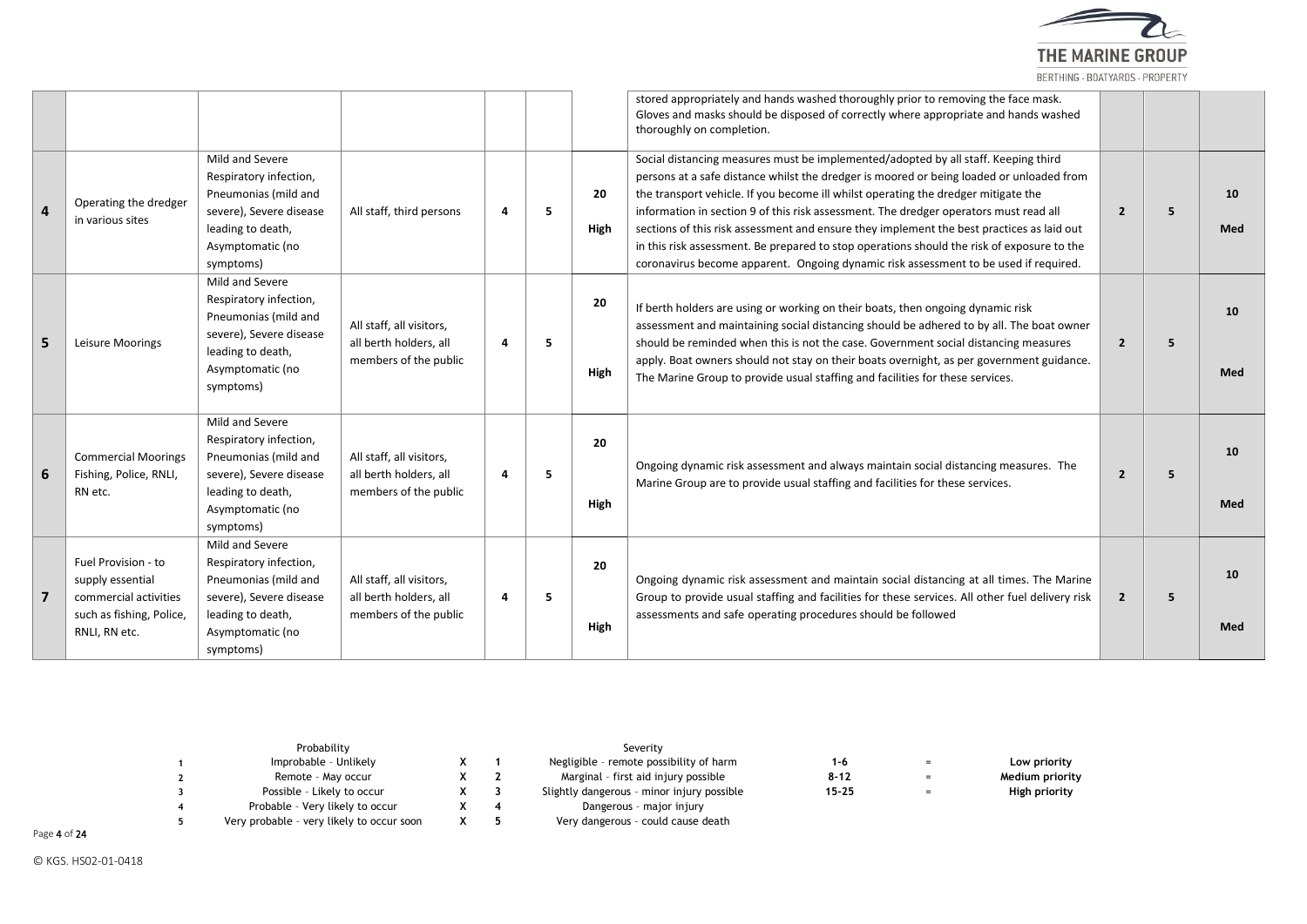| | | | | | | | | | | |
|---|---|---|---|---|---|---|---|---|---|---|
| | | | | | | | stored appropriately and hands washed thoroughly prior to removing the face mask. Gloves and masks should be disposed of correctly where appropriate and hands washed thoroughly on completion. | | | |
| **4** | Operating the dredger in various sites | Mild and Severe Respiratory infection, Pneumonias (mild and severe), Severe disease leading to death, Asymptomatic (no symptoms) | All staff, third persons | **4** | **5** | **20** **High** | Social distancing measures must be implemented/adopted by all staff. Keeping third persons at a safe distance whilst the dredger is moored or being loaded or unloaded from the transport vehicle. If you become ill whilst operating the dredger mitigate the information in section 9 of this risk assessment. The dredger operators must read all sections of this risk assessment and ensure they implement the best practices as laid out in this risk assessment. Be prepared to stop operations should the risk of exposure to the coronavirus become apparent. Ongoing dynamic risk assessment to be used if required. | **2** | **5** | **10** **Med** |
| **5** | Leisure Moorings | Mild and Severe Respiratory infection, Pneumonias (mild and severe), Severe disease leading to death, Asymptomatic (no symptoms) | All staff, all visitors, all berth holders, all members of the public | **4** | **5** | **20** **High** | If berth holders are using or working on their boats, then ongoing dynamic risk assessment and maintaining social distancing should be adhered to by all. The boat owner should be reminded when this is not the case. Government social distancing measures apply. Boat owners should not stay on their boats overnight, as per government guidance. The Marine Group to provide usual staffing and facilities for these services. | **2** | **5** | **10** **Med** |
| **6** | Commercial Moorings Fishing, Police, RNLI, RN etc. | Mild and Severe Respiratory infection, Pneumonias (mild and severe), Severe disease leading to death, Asymptomatic (no symptoms) | All staff, all visitors, all berth holders, all members of the public | **4** | **5** | **20** **High** | Ongoing dynamic risk assessment and always maintain social distancing measures. The Marine Group are to provide usual staffing and facilities for these services. | **2** | **5** | **10** **Med** |
| **7** | Fuel Provision - to supply essential commercial activities such as fishing, Police, RNLI, RN etc. | Mild and Severe Respiratory infection, Pneumonias (mild and severe), Severe disease leading to death, Asymptomatic (no symptoms) | All staff, all visitors, all berth holders, all members of the public | **4** | **5** | **20** **High** | Ongoing dynamic risk assessment and maintain social distancing at all times. The Marine Group to provide usual staffing and facilities for these services. All other fuel delivery risk assessments and safe operating procedures should be followed | **2** | **5** | **10** **Med** |

| | Probability | | | Severity | | | |
|---|---|---|---|---|---|---|---|
| 1 | Improbable - Unlikely | X | 1 | Negligible - remote possibility of harm | 1-6 | = | **Low priority** |
| 2 | Remote - May occur | X | 2 | Marginal - first aid injury possible | 8-12 | = | **Medium priority** |
| 3 | Possible - Likely to occur | X | 3 | Slightly dangerous - minor injury possible | 15-25 | = | **High priority** |
| 4 | Probable - Very likely to occur | X | 4 | Dangerous - major injury | | | |
| 5 | Very probable - very likely to occur soon | X | 5 | Very dangerous - could cause death | | | |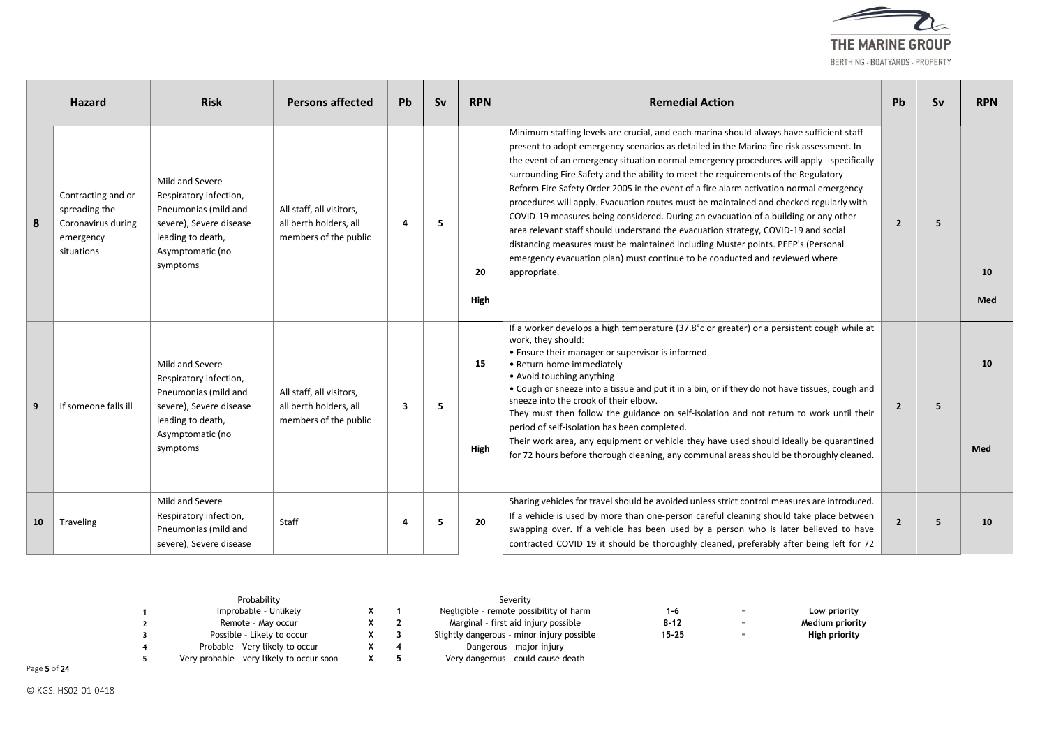| | Hazard | Risk | Persons affected | Pb | Sv | RPN | Remedial Action | Pb | Sv | RPN |
|---|---|---|---|---|---|---|---|---|---|---|
| 8 | Contracting and or spreading the Coronavirus during emergency situations | Mild and Severe Respiratory infection, Pneumonias (mild and severe), Severe disease leading to death, Asymptomatic (no symptoms | All staff, all visitors, all berth holders, all members of the public | 4 | 5 | 20 High | Minimum staffing levels are crucial, and each marina should always have sufficient staff present to adopt emergency scenarios as detailed in the Marina fire risk assessment. In the event of an emergency situation normal emergency procedures will apply - specifically surrounding Fire Safety and the ability to meet the requirements of the Regulatory Reform Fire Safety Order 2005 in the event of a fire alarm activation normal emergency procedures will apply. Evacuation routes must be maintained and checked regularly with COVID-19 measures being considered. During an evacuation of a building or any other area relevant staff should understand the evacuation strategy, COVID-19 and social distancing measures must be maintained including Muster points. PEEP's (Personal emergency evacuation plan) must continue to be conducted and reviewed where appropriate. | 2 | 5 | 10 Med |
| 9 | If someone falls ill | Mild and Severe Respiratory infection, Pneumonias (mild and severe), Severe disease leading to death, Asymptomatic (no symptoms | All staff, all visitors, all berth holders, all members of the public | 3 | 5 | 15 High | If a worker develops a high temperature (37.8°c or greater) or a persistent cough while at work, they should:<br>• Ensure their manager or supervisor is informed<br>• Return home immediately<br>• Avoid touching anything<br>• Cough or sneeze into a tissue and put it in a bin, or if they do not have tissues, cough and sneeze into the crook of their elbow.<br>They must then follow the guidance on self-isolation and not return to work until their period of self-isolation has been completed.<br>Their work area, any equipment or vehicle they have used should ideally be quarantined for 72 hours before thorough cleaning, any communal areas should be thoroughly cleaned. | 2 | 5 | 10 Med |
| 10 | Traveling | Mild and Severe Respiratory infection, Pneumonias (mild and severe), Severe disease | Staff | 4 | 5 | 20 | Sharing vehicles for travel should be avoided unless strict control measures are introduced. If a vehicle is used by more than one-person careful cleaning should take place between swapping over. If a vehicle has been used by a person who is later believed to have contracted COVID 19 it should be thoroughly cleaned, preferably after being left for 72 | 2 | 5 | 10 |

| | Probability | | | Severity | RPN | | Priority |
|---|---|---|---|---|---|---|---|
| 1 | Improbable - Unlikely | X | 1 | Negligible - remote possibility of harm | 1-6 | = | Low priority |
| 2 | Remote - May occur | X | 2 | Marginal - first aid injury possible | 8-12 | = | Medium priority |
| 3 | Possible - Likely to occur | X | 3 | Slightly dangerous - minor injury possible | 15-25 | = | High priority |
| 4 | Probable - Very likely to occur | X | 4 | Dangerous - major injury | | | |
| 5 | Very probable - very likely to occur soon | X | 5 | Very dangerous - could cause death | | | |

© KGS. HS02-01-0418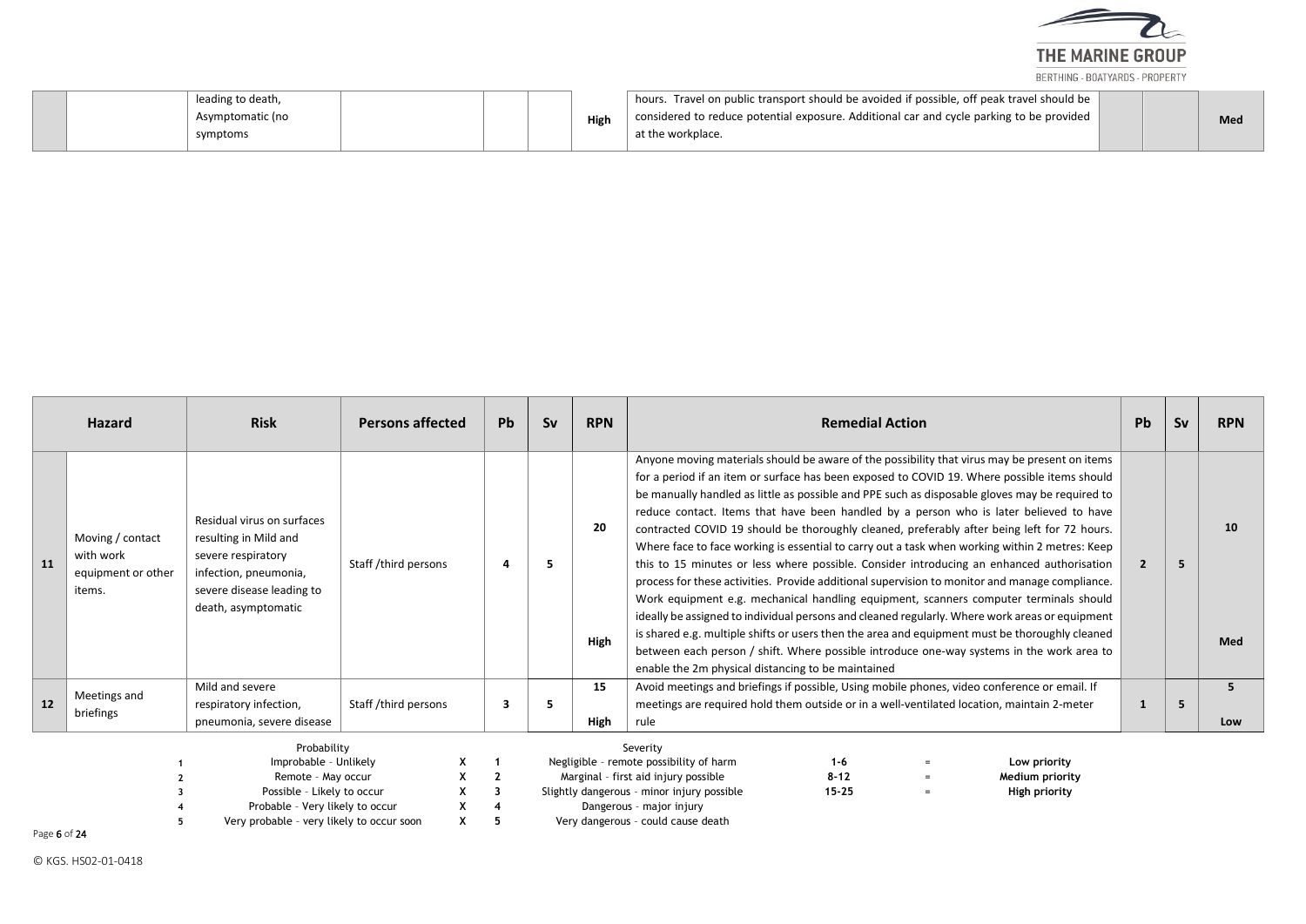| | | leading to death, Asymptomatic (no symptoms | | | | High | hours. Travel on public transport should be avoided if possible, off peak travel should be considered to reduce potential exposure. Additional car and cycle parking to be provided at the workplace. | | | Med |
|---|---|---|---|---|---|---|---|---|---|---|

| | Hazard | Risk | Persons affected | Pb | Sv | RPN | Remedial Action | Pb | Sv | RPN |
|---|---|---|---|---|---|---|---|---|---|---|
| 11 | Moving / contact with work equipment or other items. | Residual virus on surfaces resulting in Mild and severe respiratory infection, pneumonia, severe disease leading to death, asymptomatic | Staff /third persons | 4 | 5 | 20 High | Anyone moving materials should be aware of the possibility that virus may be present on items for a period if an item or surface has been exposed to COVID 19. Where possible items should be manually handled as little as possible and PPE such as disposable gloves may be required to reduce contact. Items that have been handled by a person who is later believed to have contracted COVID 19 should be thoroughly cleaned, preferably after being left for 72 hours. Where face to face working is essential to carry out a task when working within 2 metres: Keep this to 15 minutes or less where possible. Consider introducing an enhanced authorisation process for these activities. Provide additional supervision to monitor and manage compliance. Work equipment e.g. mechanical handling equipment, scanners computer terminals should ideally be assigned to individual persons and cleaned regularly. Where work areas or equipment is shared e.g. multiple shifts or users then the area and equipment must be thoroughly cleaned between each person / shift. Where possible introduce one-way systems in the work area to enable the 2m physical distancing to be maintained | 2 | 5 | 10 Med |
| 12 | Meetings and briefings | Mild and severe respiratory infection, pneumonia, severe disease | Staff /third persons | 3 | 5 | 15 High | Avoid meetings and briefings if possible, Using mobile phones, video conference or email. If meetings are required hold them outside or in a well-ventilated location, maintain 2-meter rule | 1 | 5 | 5 Low |

| | Probability | | | Severity | | | |
|---|---|---|---|---|---|---|---|
| 1 | Improbable - Unlikely | X | 1 | Negligible - remote possibility of harm | 1-6 | = | Low priority |
| 2 | Remote - May occur | X | 2 | Marginal - first aid injury possible | 8-12 | = | Medium priority |
| 3 | Possible - Likely to occur | X | 3 | Slightly dangerous - minor injury possible | 15-25 | = | High priority |
| 4 | Probable - Very likely to occur | X | 4 | Dangerous - major injury | | | |
| 5 | Very probable - very likely to occur soon | X | 5 | Very dangerous - could cause death | | | |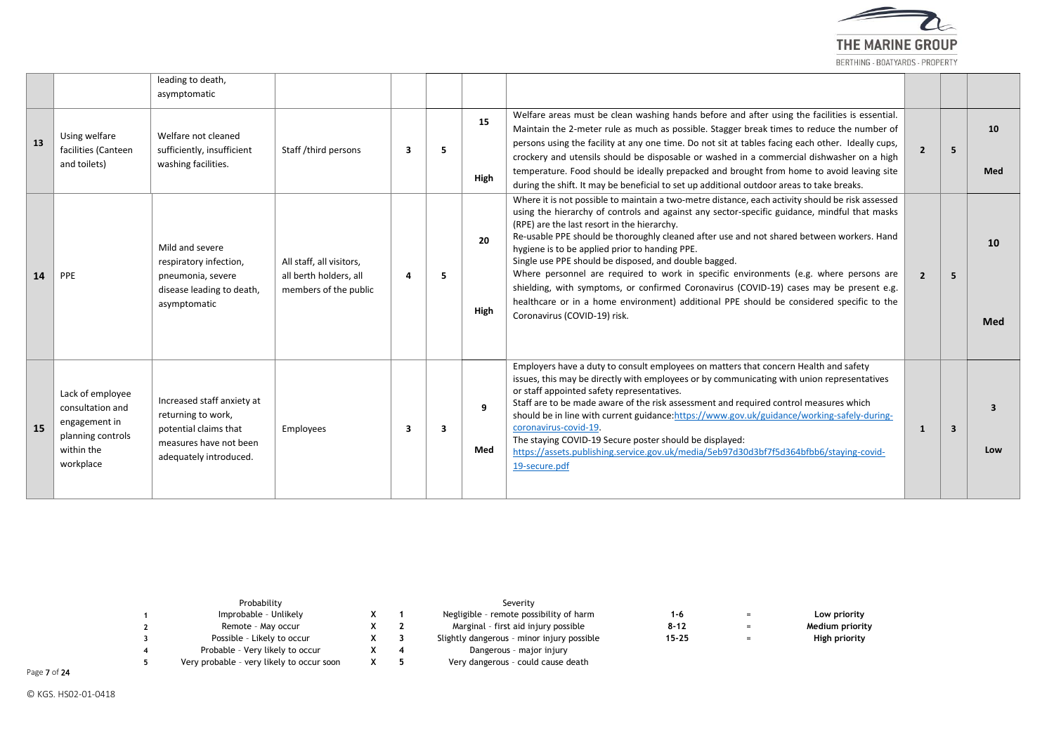| | | | | | | | | | | |
|---|---|---|---|---|---|---|---|---|---|---|
| | | leading to death, asymptomatic | | | | | | | | |
| 13 | Using welfare facilities (Canteen and toilets) | Welfare not cleaned sufficiently, insufficient washing facilities. | Staff /third persons | 3 | 5 | 15<br><br>High | Welfare areas must be clean washing hands before and after using the facilities is essential. Maintain the 2-meter rule as much as possible. Stagger break times to reduce the number of persons using the facility at any one time. Do not sit at tables facing each other. Ideally cups, crockery and utensils should be disposable or washed in a commercial dishwasher on a high temperature. Food should be ideally prepacked and brought from home to avoid leaving site during the shift. It may be beneficial to set up additional outdoor areas to take breaks. | 2 | 5 | 10<br><br>Med |
| 14 | PPE | Mild and severe respiratory infection, pneumonia, severe disease leading to death, asymptomatic | All staff, all visitors, all berth holders, all members of the public | 4 | 5 | 20<br><br>High | Where it is not possible to maintain a two-metre distance, each activity should be risk assessed using the hierarchy of controls and against any sector-specific guidance, mindful that masks (RPE) are the last resort in the hierarchy.<br>Re-usable PPE should be thoroughly cleaned after use and not shared between workers. Hand hygiene is to be applied prior to handing PPE.<br>Single use PPE should be disposed, and double bagged.<br>Where personnel are required to work in specific environments (e.g. where persons are shielding, with symptoms, or confirmed Coronavirus (COVID-19) cases may be present e.g. healthcare or in a home environment) additional PPE should be considered specific to the Coronavirus (COVID-19) risk. | 2 | 5 | 10<br><br>Med |
| 15 | Lack of employee consultation and engagement in planning controls within the workplace | Increased staff anxiety at returning to work, potential claims that measures have not been adequately introduced. | Employees | 3 | 3 | 9<br><br>Med | Employers have a duty to consult employees on matters that concern Health and safety issues, this may be directly with employees or by communicating with union representatives or staff appointed safety representatives.<br>Staff are to be made aware of the risk assessment and required control measures which should be in line with current guidance:https://www.gov.uk/guidance/working-safely-during-coronavirus-covid-19.<br>The staying COVID-19 Secure poster should be displayed:<br>https://assets.publishing.service.gov.uk/media/5eb97d30d3bf7f5d364bfbb6/staying-covid-19-secure.pdf | 1 | 3 | 3<br><br>Low |

| | Probability | | | Severity | | | |
|---|---|---|---|---|---|---|---|
| 1 | Improbable - Unlikely | X | 1 | Negligible - remote possibility of harm | 1-6 | = | **Low priority** |
| 2 | Remote - May occur | X | 2 | Marginal - first aid injury possible | 8-12 | = | **Medium priority** |
| 3 | Possible - Likely to occur | X | 3 | Slightly dangerous - minor injury possible | 15-25 | = | **High priority** |
| 4 | Probable - Very likely to occur | X | 4 | Dangerous - major injury | | | |
| 5 | Very probable - very likely to occur soon | X | 5 | Very dangerous - could cause death | | | |

© KGS. HS02-01-0418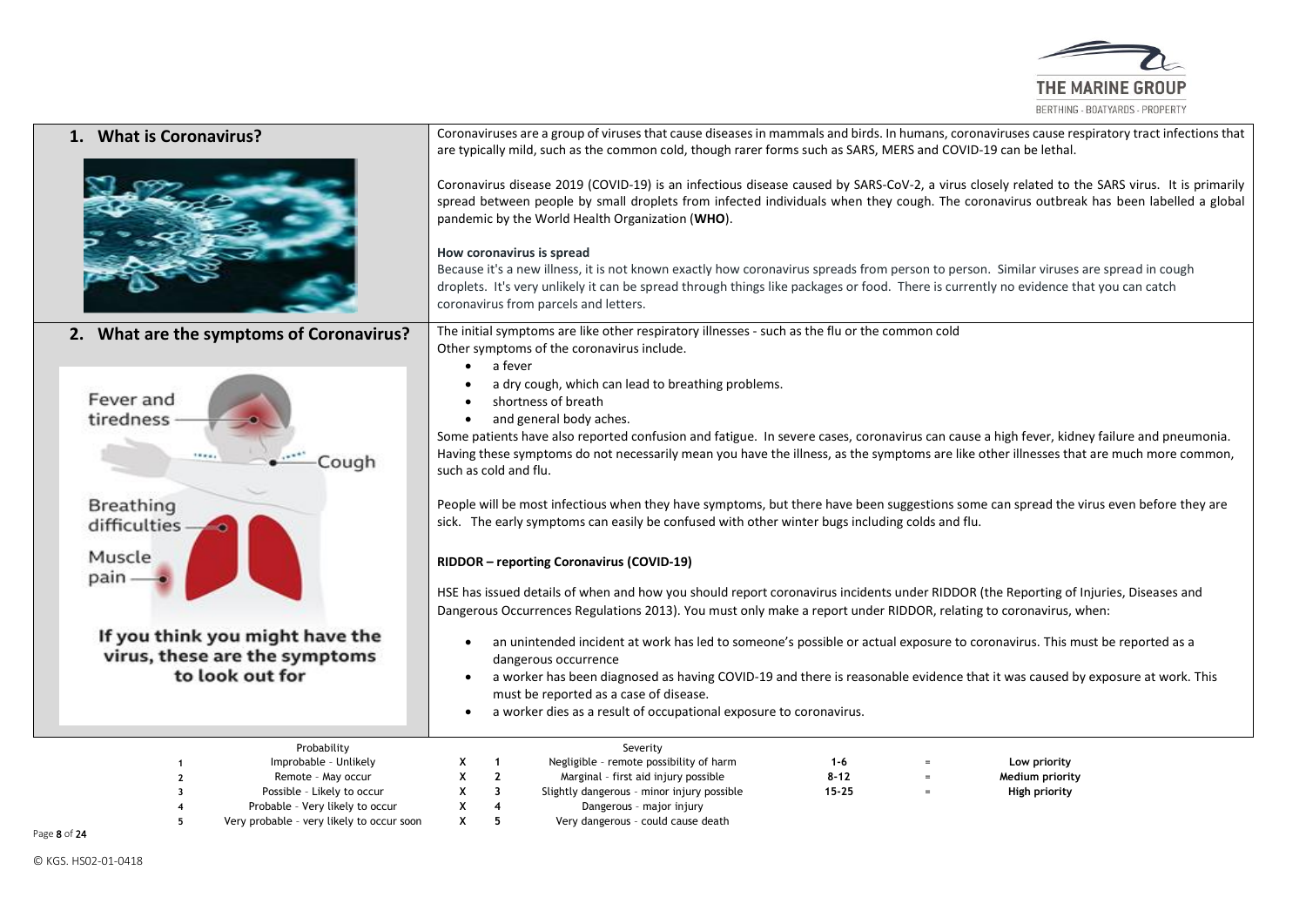## 1. What is Coronavirus?

Coronaviruses are a group of viruses that cause diseases in mammals and birds. In humans, coronaviruses cause respiratory tract infections that are typically mild, such as the common cold, though rarer forms such as SARS, MERS and COVID-19 can be lethal.

Coronavirus disease 2019 (COVID-19) is an infectious disease caused by SARS-CoV-2, a virus closely related to the SARS virus. It is primarily spread between people by small droplets from infected individuals when they cough. The coronavirus outbreak has been labelled a global pandemic by the World Health Organization (**WHO**).

**How coronavirus is spread**

Because it's a new illness, it is not known exactly how coronavirus spreads from person to person. Similar viruses are spread in cough droplets. It's very unlikely it can be spread through things like packages or food. There is currently no evidence that you can catch coronavirus from parcels and letters.

## 2. What are the symptoms of Coronavirus?

Fever and tiredness

Cough

Breathing difficulties

Muscle pain

**If you think you might have the virus, these are the symptoms to look out for**

The initial symptoms are like other respiratory illnesses - such as the flu or the common cold

Other symptoms of the coronavirus include.

- a fever
- a dry cough, which can lead to breathing problems.
- shortness of breath
- and general body aches.

Some patients have also reported confusion and fatigue. In severe cases, coronavirus can cause a high fever, kidney failure and pneumonia. Having these symptoms do not necessarily mean you have the illness, as the symptoms are like other illnesses that are much more common, such as cold and flu.

People will be most infectious when they have symptoms, but there have been suggestions some can spread the virus even before they are sick. The early symptoms can easily be confused with other winter bugs including colds and flu.

**RIDDOR – reporting Coronavirus (COVID-19)**

HSE has issued details of when and how you should report coronavirus incidents under RIDDOR (the Reporting of Injuries, Diseases and Dangerous Occurrences Regulations 2013). You must only make a report under RIDDOR, relating to coronavirus, when:

- an unintended incident at work has led to someone's possible or actual exposure to coronavirus. This must be reported as a dangerous occurrence
- a worker has been diagnosed as having COVID-19 and there is reasonable evidence that it was caused by exposure at work. This must be reported as a case of disease.
- a worker dies as a result of occupational exposure to coronavirus.

| | Probability | | | Severity | | | |
|---|---|---|---|---|---|---|---|
| 1 | Improbable – Unlikely | X | 1 | Negligible – remote possibility of harm | 1-6 | = | **Low priority** |
| 2 | Remote – May occur | X | 2 | Marginal – first aid injury possible | 8-12 | = | **Medium priority** |
| 3 | Possible – Likely to occur | X | 3 | Slightly dangerous – minor injury possible | 15-25 | = | **High priority** |
| 4 | Probable – Very likely to occur | X | 4 | Dangerous – major injury | | | |
| 5 | Very probable – very likely to occur soon | X | 5 | Very dangerous – could cause death | | | |

© KGS. HS02-01-0418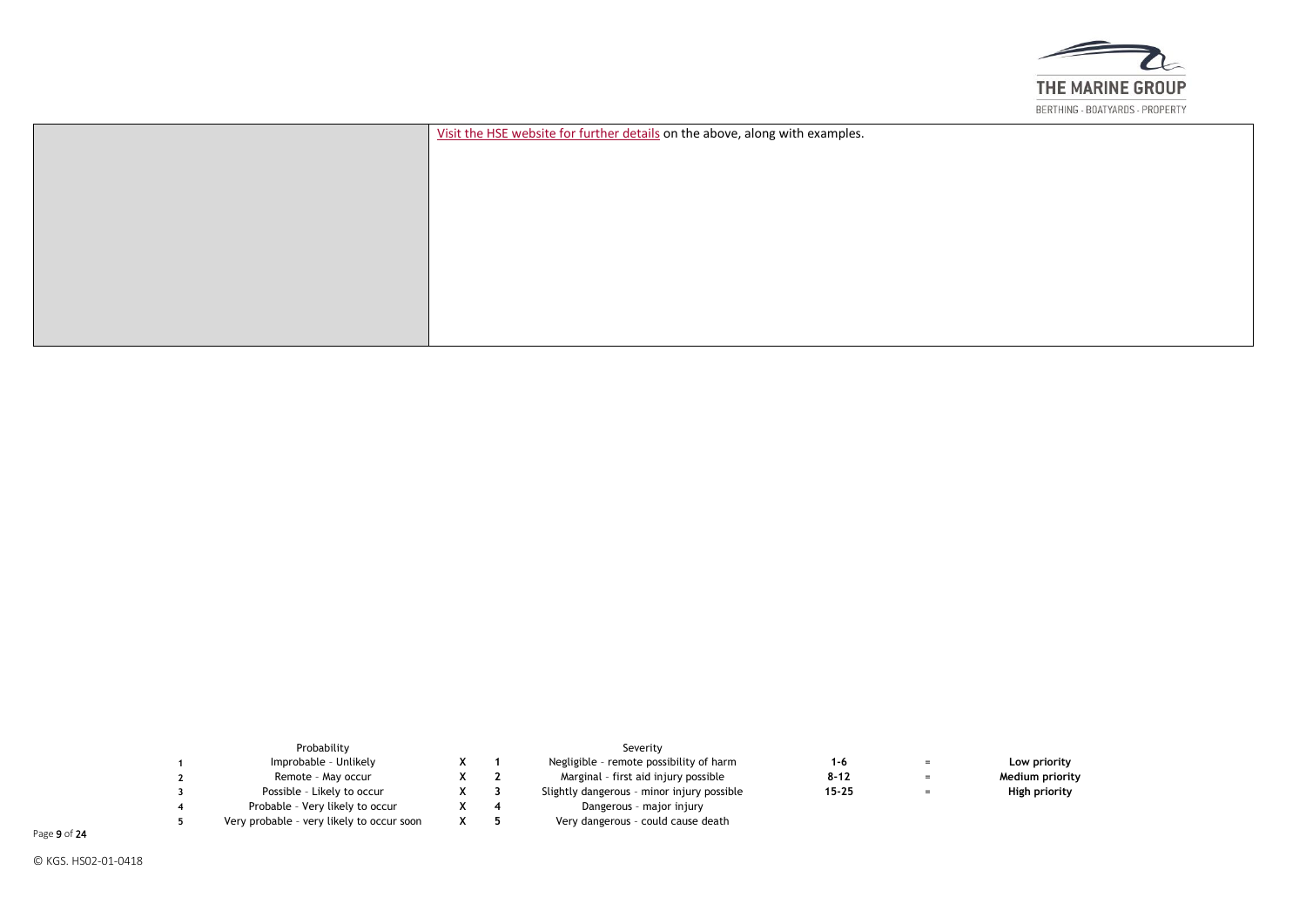| | Visit the HSE website for further details on the above, along with examples. |
|---|---|

| | Probability | | | Severity | | | |
|---|---|---|---|---|---|---|---|
| 1 | Improbable – Unlikely | X | 1 | Negligible – remote possibility of harm | 1-6 | = | **Low priority** |
| 2 | Remote – May occur | X | 2 | Marginal – first aid injury possible | 8-12 | = | **Medium priority** |
| 3 | Possible – Likely to occur | X | 3 | Slightly dangerous – minor injury possible | 15-25 | = | **High priority** |
| 4 | Probable – Very likely to occur | X | 4 | Dangerous – major injury | | | |
| 5 | Very probable – very likely to occur soon | X | 5 | Very dangerous – could cause death | | | |

© KGS. HS02-01-0418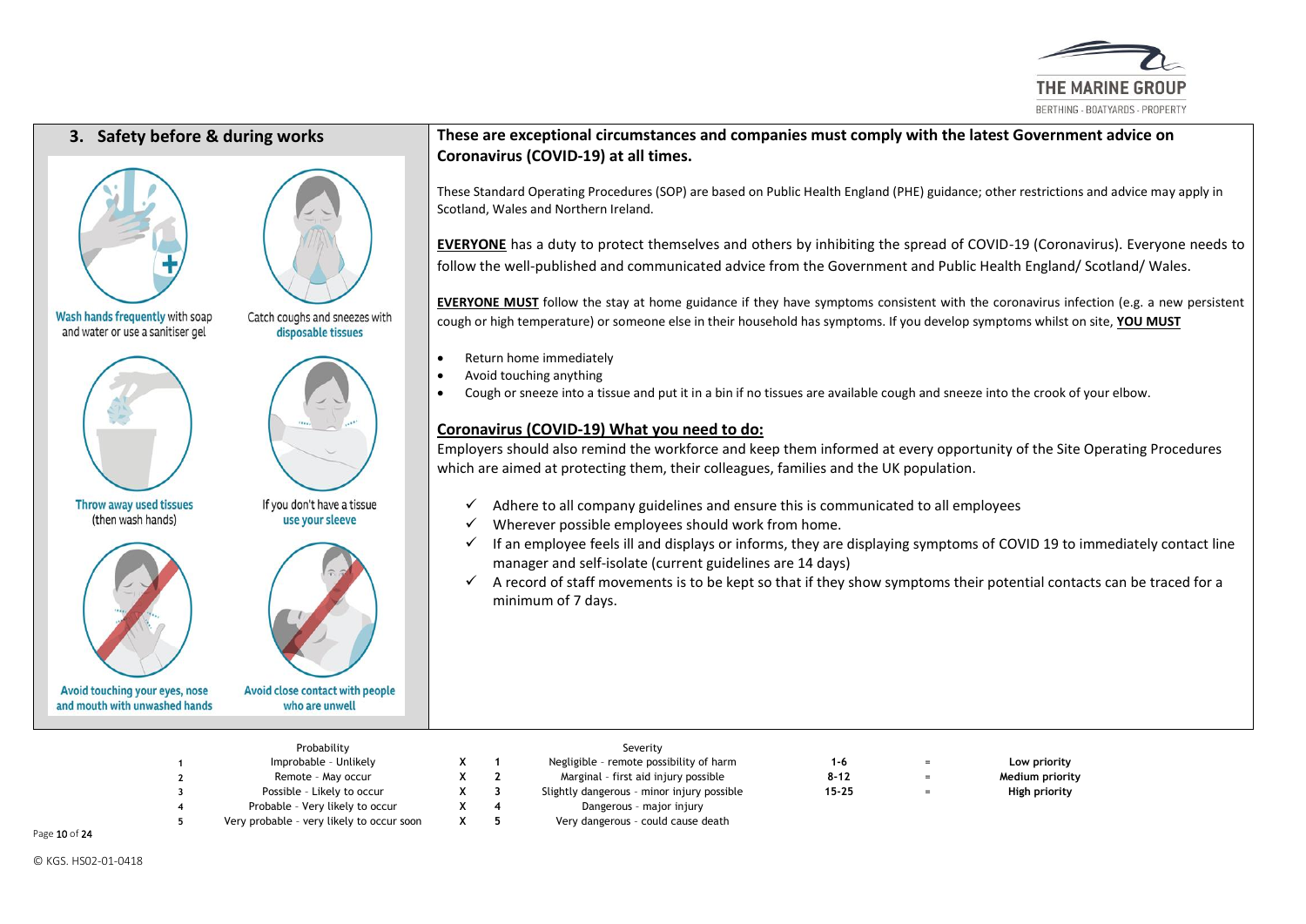## 3. Safety before & during works

**Wash hands frequently** with soap and water or use a sanitiser gel

Catch coughs and sneezes with **disposable tissues**

**Throw away used tissues** (then wash hands)

If you don't have a tissue **use your sleeve**

**Avoid touching your eyes, nose and mouth with unwashed hands**

**Avoid close contact with people who are unwell**

**These are exceptional circumstances and companies must comply with the latest Government advice on Coronavirus (COVID-19) at all times.**

These Standard Operating Procedures (SOP) are based on Public Health England (PHE) guidance; other restrictions and advice may apply in Scotland, Wales and Northern Ireland.

**EVERYONE** has a duty to protect themselves and others by inhibiting the spread of COVID-19 (Coronavirus). Everyone needs to follow the well-published and communicated advice from the Government and Public Health England/ Scotland/ Wales.

**EVERYONE MUST** follow the stay at home guidance if they have symptoms consistent with the coronavirus infection (e.g. a new persistent cough or high temperature) or someone else in their household has symptoms. If you develop symptoms whilst on site, **YOU MUST**

- Return home immediately
- Avoid touching anything
- Cough or sneeze into a tissue and put it in a bin if no tissues are available cough and sneeze into the crook of your elbow.

**Coronavirus (COVID-19) What you need to do:**

Employers should also remind the workforce and keep them informed at every opportunity of the Site Operating Procedures which are aimed at protecting them, their colleagues, families and the UK population.

- ✓ Adhere to all company guidelines and ensure this is communicated to all employees
- ✓ Wherever possible employees should work from home.
- ✓ If an employee feels ill and displays or informs, they are displaying symptoms of COVID 19 to immediately contact line manager and self-isolate (current guidelines are 14 days)
- ✓ A record of staff movements is to be kept so that if they show symptoms their potential contacts can be traced for a minimum of 7 days.

| | Probability | | | Severity | | | |
|---|---|---|---|---|---|---|---|
| 1 | Improbable - Unlikely | X | 1 | Negligible - remote possibility of harm | 1-6 | = | **Low priority** |
| 2 | Remote - May occur | X | 2 | Marginal - first aid injury possible | 8-12 | = | **Medium priority** |
| 3 | Possible - Likely to occur | X | 3 | Slightly dangerous - minor injury possible | 15-25 | = | **High priority** |
| 4 | Probable - Very likely to occur | X | 4 | Dangerous - major injury | | | |
| 5 | Very probable - very likely to occur soon | X | 5 | Very dangerous - could cause death | | | |

© KGS. HS02-01-0418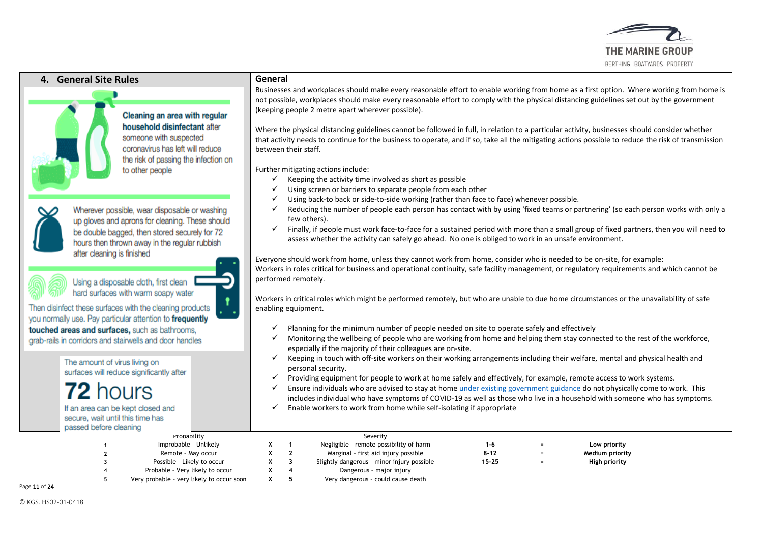## 4. General Site Rules

**Cleaning an area with regular household disinfectant** after someone with suspected coronavirus has left will reduce the risk of passing the infection on to other people

Wherever possible, wear disposable or washing up gloves and aprons for cleaning. These should be double bagged, then stored securely for 72 hours then thrown away in the regular rubbish after cleaning is finished

Using a disposable cloth, first clean hard surfaces with warm soapy water

Then disinfect these surfaces with the cleaning products you normally use. Pay particular attention to **frequently touched areas and surfaces,** such as bathrooms, grab-rails in corridors and stairwells and door handles

The amount of virus living on surfaces will reduce significantly after

**72 hours**

If an area can be kept closed and secure, wait until this time has passed before cleaning

### General

Businesses and workplaces should make every reasonable effort to enable working from home as a first option. Where working from home is not possible, workplaces should make every reasonable effort to comply with the physical distancing guidelines set out by the government (keeping people 2 metre apart wherever possible).

Where the physical distancing guidelines cannot be followed in full, in relation to a particular activity, businesses should consider whether that activity needs to continue for the business to operate, and if so, take all the mitigating actions possible to reduce the risk of transmission between their staff.

Further mitigating actions include:

- ✓ Keeping the activity time involved as short as possible
- ✓ Using screen or barriers to separate people from each other
- ✓ Using back-to back or side-to-side working (rather than face to face) whenever possible.
- ✓ Reducing the number of people each person has contact with by using 'fixed teams or partnering' (so each person works with only a few others).
- ✓ Finally, if people must work face-to-face for a sustained period with more than a small group of fixed partners, then you will need to assess whether the activity can safely go ahead. No one is obliged to work in an unsafe environment.

Everyone should work from home, unless they cannot work from home, consider who is needed to be on-site, for example:
Workers in roles critical for business and operational continuity, safe facility management, or regulatory requirements and which cannot be performed remotely.

Workers in critical roles which might be performed remotely, but who are unable to due home circumstances or the unavailability of safe enabling equipment.

- ✓ Planning for the minimum number of people needed on site to operate safely and effectively
- ✓ Monitoring the wellbeing of people who are working from home and helping them stay connected to the rest of the workforce, especially if the majority of their colleagues are on-site.
- ✓ Keeping in touch with off-site workers on their working arrangements including their welfare, mental and physical health and personal security.
- ✓ Providing equipment for people to work at home safely and effectively, for example, remote access to work systems.
- ✓ Ensure individuals who are advised to stay at home under existing government guidance do not physically come to work. This includes individual who have symptoms of COVID-19 as well as those who live in a household with someone who has symptoms.
- ✓ Enable workers to work from home while self-isolating if appropriate

| | Probability | | | Severity | | | |
|---|---|---|---|---|---|---|---|
| 1 | Improbable - Unlikely | X | 1 | Negligible - remote possibility of harm | 1-6 | = | **Low priority** |
| 2 | Remote - May occur | X | 2 | Marginal - first aid injury possible | 8-12 | = | **Medium priority** |
| 3 | Possible - Likely to occur | X | 3 | Slightly dangerous - minor injury possible | 15-25 | = | **High priority** |
| 4 | Probable - Very likely to occur | X | 4 | Dangerous - major injury | | | |
| 5 | Very probable - very likely to occur soon | X | 5 | Very dangerous - could cause death | | | |

© KGS. HS02-01-0418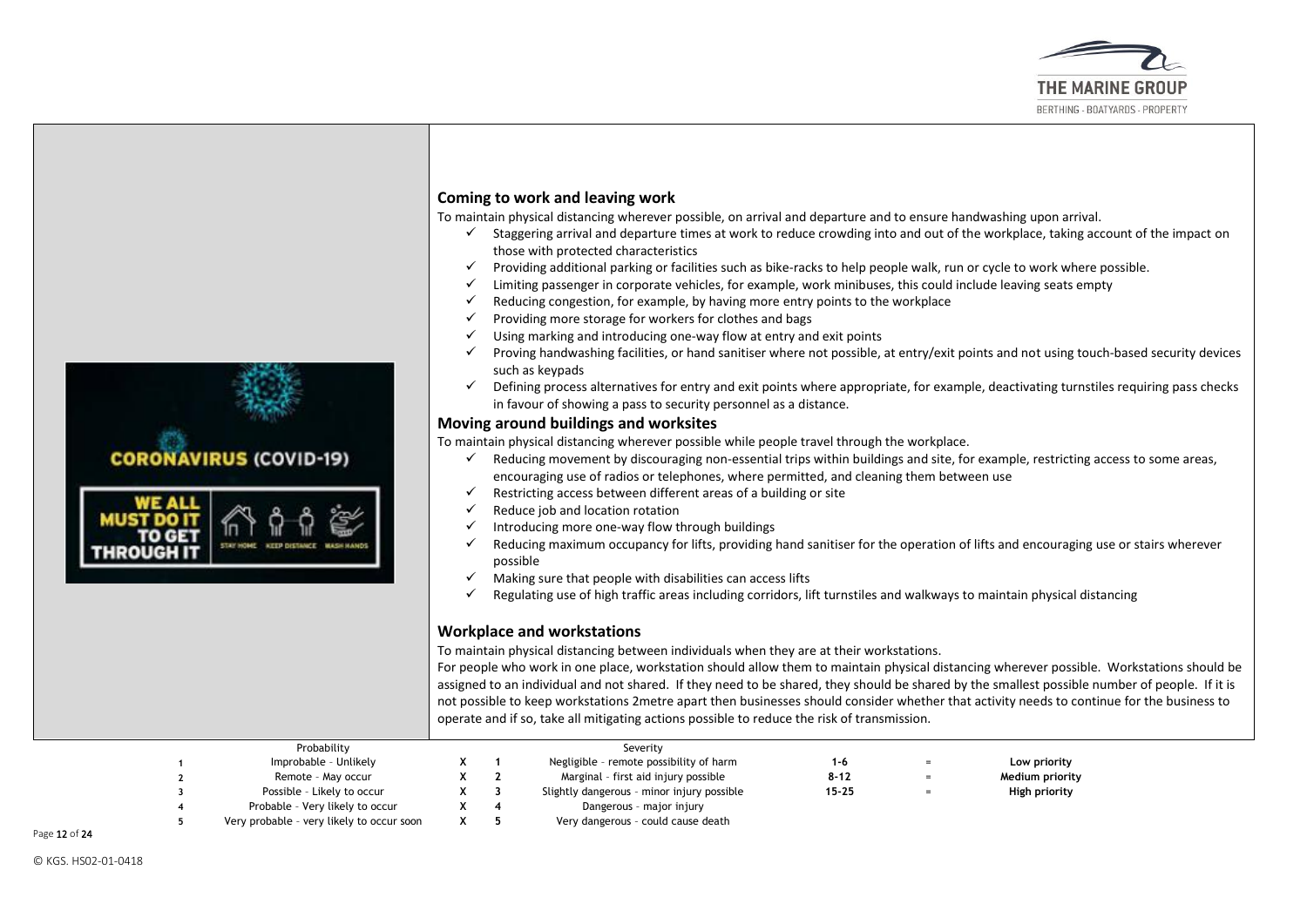## Coming to work and leaving work

To maintain physical distancing wherever possible, on arrival and departure and to ensure handwashing upon arrival.

- ✓ Staggering arrival and departure times at work to reduce crowding into and out of the workplace, taking account of the impact on those with protected characteristics
- ✓ Providing additional parking or facilities such as bike-racks to help people walk, run or cycle to work where possible.
- ✓ Limiting passenger in corporate vehicles, for example, work minibuses, this could include leaving seats empty
- ✓ Reducing congestion, for example, by having more entry points to the workplace
- ✓ Providing more storage for workers for clothes and bags
- ✓ Using marking and introducing one-way flow at entry and exit points
- ✓ Proving handwashing facilities, or hand sanitiser where not possible, at entry/exit points and not using touch-based security devices such as keypads
- ✓ Defining process alternatives for entry and exit points where appropriate, for example, deactivating turnstiles requiring pass checks in favour of showing a pass to security personnel as a distance.

## Moving around buildings and worksites

To maintain physical distancing wherever possible while people travel through the workplace.

- ✓ Reducing movement by discouraging non-essential trips within buildings and site, for example, restricting access to some areas, encouraging use of radios or telephones, where permitted, and cleaning them between use
- ✓ Restricting access between different areas of a building or site
- ✓ Reduce job and location rotation
- ✓ Introducing more one-way flow through buildings
- ✓ Reducing maximum occupancy for lifts, providing hand sanitiser for the operation of lifts and encouraging use or stairs wherever possible
- ✓ Making sure that people with disabilities can access lifts
- ✓ Regulating use of high traffic areas including corridors, lift turnstiles and walkways to maintain physical distancing

## Workplace and workstations

To maintain physical distancing between individuals when they are at their workstations.

For people who work in one place, workstation should allow them to maintain physical distancing wherever possible. Workstations should be assigned to an individual and not shared. If they need to be shared, they should be shared by the smallest possible number of people. If it is not possible to keep workstations 2metre apart then businesses should consider whether that activity needs to continue for the business to operate and if so, take all mitigating actions possible to reduce the risk of transmission.

| | Probability | | | Severity | | | |
|---|---|---|---|---|---|---|---|
| 1 | Improbable – Unlikely | X | 1 | Negligible – remote possibility of harm | 1-6 | = | **Low priority** |
| 2 | Remote – May occur | X | 2 | Marginal – first aid injury possible | 8-12 | = | **Medium priority** |
| 3 | Possible – Likely to occur | X | 3 | Slightly dangerous – minor injury possible | 15-25 | = | **High priority** |
| 4 | Probable – Very likely to occur | X | 4 | Dangerous – major injury | | | |
| 5 | Very probable – very likely to occur soon | X | 5 | Very dangerous – could cause death | | | |

© KGS. HS02-01-0418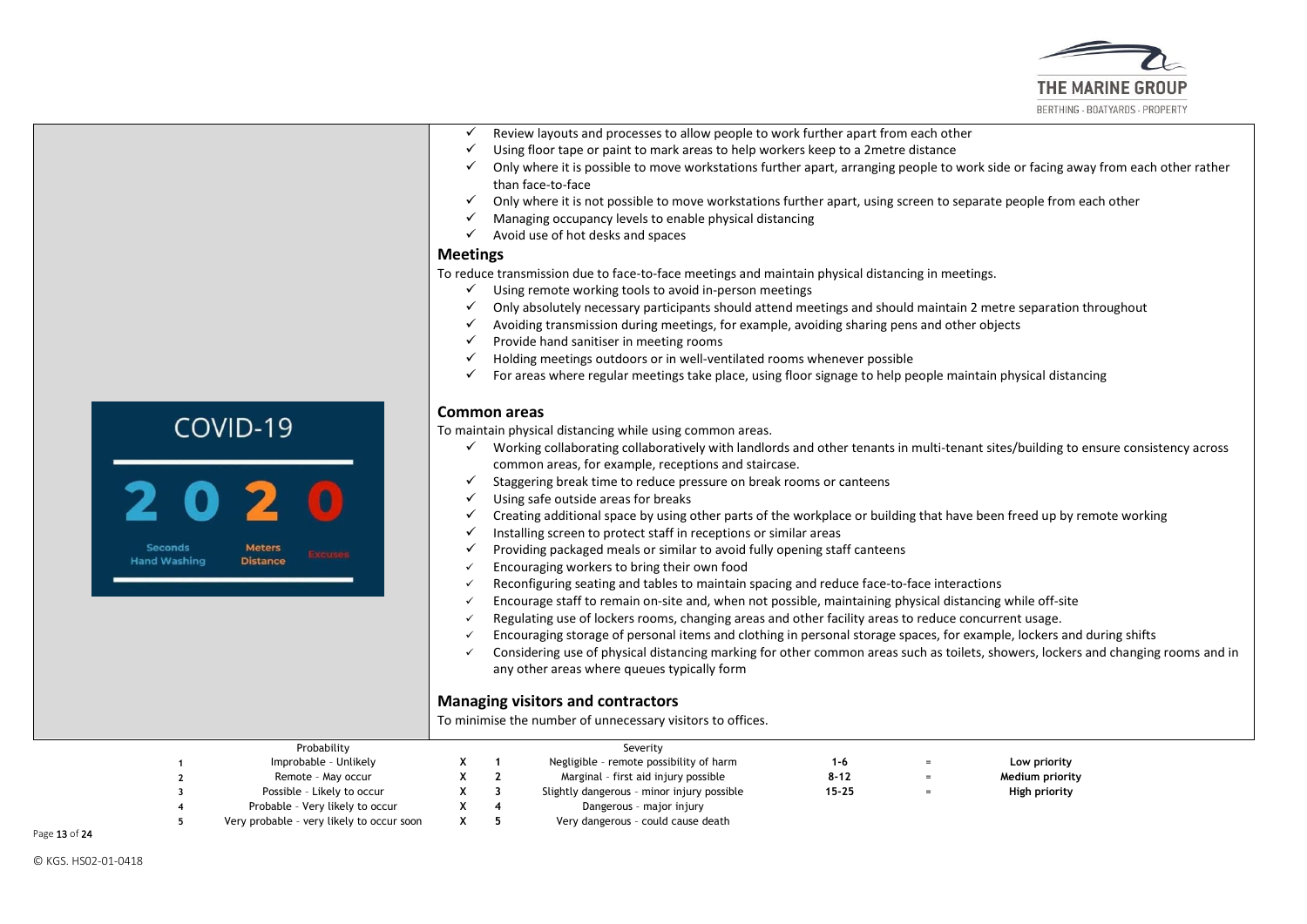- ✓ Review layouts and processes to allow people to work further apart from each other
- ✓ Using floor tape or paint to mark areas to help workers keep to a 2metre distance
- ✓ Only where it is possible to move workstations further apart, arranging people to work side or facing away from each other rather than face-to-face
- ✓ Only where it is not possible to move workstations further apart, using screen to separate people from each other
- ✓ Managing occupancy levels to enable physical distancing
- ✓ Avoid use of hot desks and spaces

### Meetings

To reduce transmission due to face-to-face meetings and maintain physical distancing in meetings.

- ✓ Using remote working tools to avoid in-person meetings
- ✓ Only absolutely necessary participants should attend meetings and should maintain 2 metre separation throughout
- ✓ Avoiding transmission during meetings, for example, avoiding sharing pens and other objects
- ✓ Provide hand sanitiser in meeting rooms
- ✓ Holding meetings outdoors or in well-ventilated rooms whenever possible
- ✓ For areas where regular meetings take place, using floor signage to help people maintain physical distancing

### Common areas

To maintain physical distancing while using common areas.

- ✓ Working collaborating collaboratively with landlords and other tenants in multi-tenant sites/building to ensure consistency across common areas, for example, receptions and staircase.
- ✓ Staggering break time to reduce pressure on break rooms or canteens
- ✓ Using safe outside areas for breaks
- ✓ Creating additional space by using other parts of the workplace or building that have been freed up by remote working
- ✓ Installing screen to protect staff in receptions or similar areas
- ✓ Providing packaged meals or similar to avoid fully opening staff canteens
- ✓ Encouraging workers to bring their own food
- ✓ Reconfiguring seating and tables to maintain spacing and reduce face-to-face interactions
- ✓ Encourage staff to remain on-site and, when not possible, maintaining physical distancing while off-site
- ✓ Regulating use of lockers rooms, changing areas and other facility areas to reduce concurrent usage.
- ✓ Encouraging storage of personal items and clothing in personal storage spaces, for example, lockers and during shifts
- ✓ Considering use of physical distancing marking for other common areas such as toilets, showers, lockers and changing rooms and in any other areas where queues typically form

### Managing visitors and contractors

To minimise the number of unnecessary visitors to offices.

| | Probability | | | Severity | | | |
|---|---|---|---|---|---|---|---|
| 1 | Improbable - Unlikely | X | 1 | Negligible - remote possibility of harm | 1-6 | = | **Low priority** |
| 2 | Remote - May occur | X | 2 | Marginal - first aid injury possible | 8-12 | = | **Medium priority** |
| 3 | Possible - Likely to occur | X | 3 | Slightly dangerous - minor injury possible | 15-25 | = | **High priority** |
| 4 | Probable - Very likely to occur | X | 4 | Dangerous - major injury | | | |
| 5 | Very probable - very likely to occur soon | X | 5 | Very dangerous - could cause death | | | |

© KGS. HS02-01-0418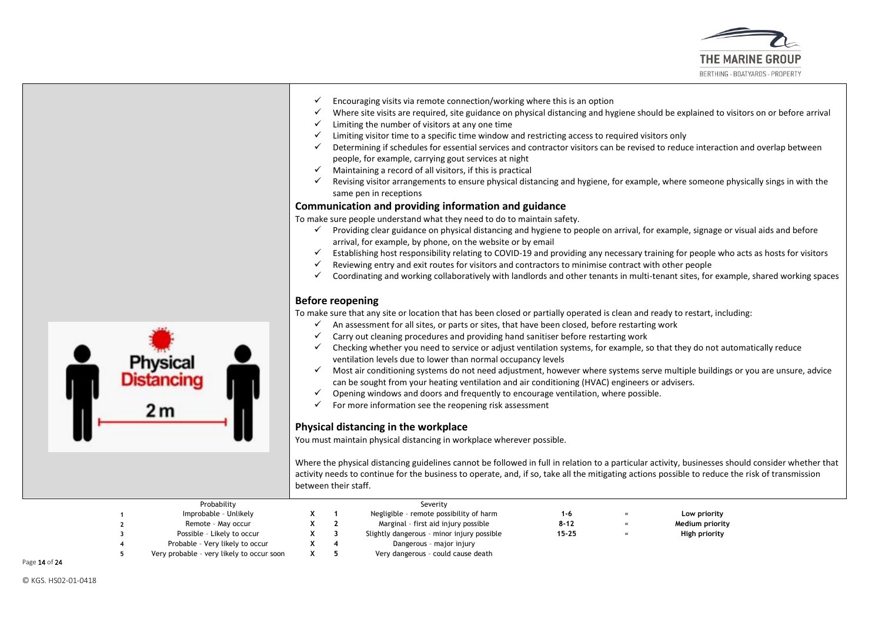- ✓ Encouraging visits via remote connection/working where this is an option
- ✓ Where site visits are required, site guidance on physical distancing and hygiene should be explained to visitors on or before arrival
- ✓ Limiting the number of visitors at any one time
- ✓ Limiting visitor time to a specific time window and restricting access to required visitors only
- ✓ Determining if schedules for essential services and contractor visitors can be revised to reduce interaction and overlap between people, for example, carrying gout services at night
- ✓ Maintaining a record of all visitors, if this is practical
- ✓ Revising visitor arrangements to ensure physical distancing and hygiene, for example, where someone physically sings in with the same pen in receptions

## Communication and providing information and guidance

To make sure people understand what they need to do to maintain safety.

- ✓ Providing clear guidance on physical distancing and hygiene to people on arrival, for example, signage or visual aids and before arrival, for example, by phone, on the website or by email
- ✓ Establishing host responsibility relating to COVID-19 and providing any necessary training for people who acts as hosts for visitors
- ✓ Reviewing entry and exit routes for visitors and contractors to minimise contract with other people
- ✓ Coordinating and working collaboratively with landlords and other tenants in multi-tenant sites, for example, shared working spaces

## Before reopening

To make sure that any site or location that has been closed or partially operated is clean and ready to restart, including:

- ✓ An assessment for all sites, or parts or sites, that have been closed, before restarting work
- ✓ Carry out cleaning procedures and providing hand sanitiser before restarting work
- ✓ Checking whether you need to service or adjust ventilation systems, for example, so that they do not automatically reduce ventilation levels due to lower than normal occupancy levels
- ✓ Most air conditioning systems do not need adjustment, however where systems serve multiple buildings or you are unsure, advice can be sought from your heating ventilation and air conditioning (HVAC) engineers or advisers.
- ✓ Opening windows and doors and frequently to encourage ventilation, where possible.
- ✓ For more information see the reopening risk assessment

## Physical distancing in the workplace

You must maintain physical distancing in workplace wherever possible.

Where the physical distancing guidelines cannot be followed in full in relation to a particular activity, businesses should consider whether that activity needs to continue for the business to operate, and, if so, take all the mitigating actions possible to reduce the risk of transmission between their staff.

| | Probability | | | Severity | | | |
|---|---|---|---|---|---|---|---|
| 1 | Improbable - Unlikely | X | 1 | Negligible - remote possibility of harm | 1-6 | = | **Low priority** |
| 2 | Remote - May occur | X | 2 | Marginal - first aid injury possible | 8-12 | = | **Medium priority** |
| 3 | Possible - Likely to occur | X | 3 | Slightly dangerous - minor injury possible | 15-25 | = | **High priority** |
| 4 | Probable - Very likely to occur | X | 4 | Dangerous - major injury | | | |
| 5 | Very probable - very likely to occur soon | X | 5 | Very dangerous - could cause death | | | |

© KGS. HS02-01-0418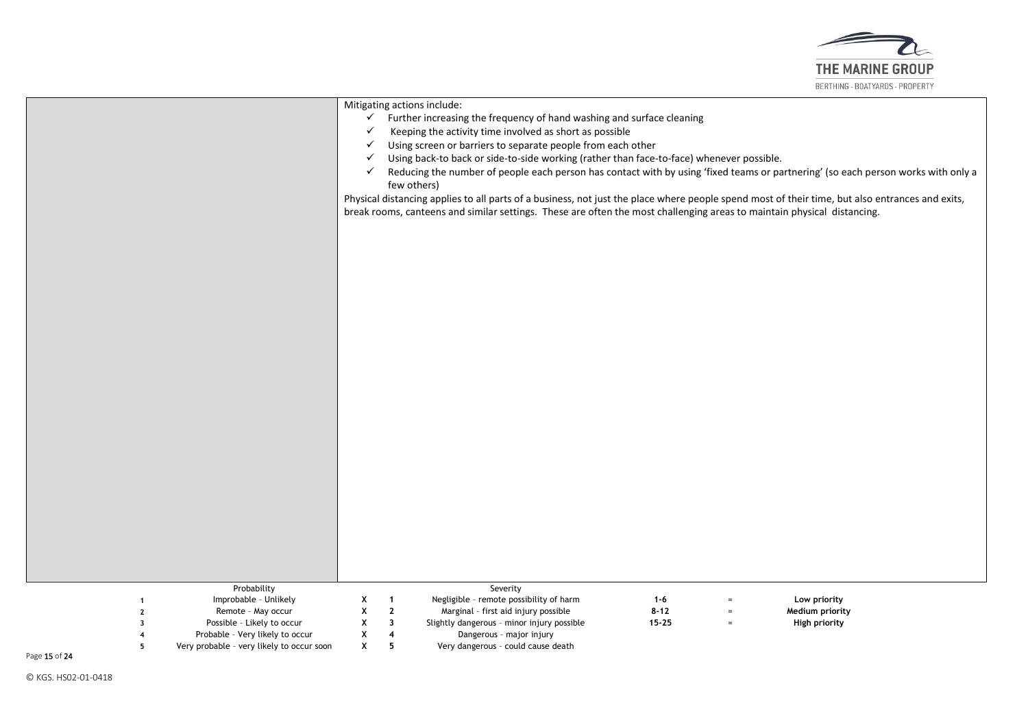| | |
|---|---|
| | Mitigating actions include:<br>✓ Further increasing the frequency of hand washing and surface cleaning<br>✓ Keeping the activity time involved as short as possible<br>✓ Using screen or barriers to separate people from each other<br>✓ Using back-to back or side-to-side working (rather than face-to-face) whenever possible.<br>✓ Reducing the number of people each person has contact with by using 'fixed teams or partnering' (so each person works with only a few others)<br>Physical distancing applies to all parts of a business, not just the place where people spend most of their time, but also entrances and exits, break rooms, canteens and similar settings. These are often the most challenging areas to maintain physical distancing. |

| | Probability | | | Severity | | | |
|---|---|---|---|---|---|---|---|
| 1 | Improbable – Unlikely | X | 1 | Negligible – remote possibility of harm | **1-6** | = | **Low priority** |
| 2 | Remote – May occur | X | 2 | Marginal – first aid injury possible | **8-12** | = | **Medium priority** |
| 3 | Possible – Likely to occur | X | 3 | Slightly dangerous – minor injury possible | **15-25** | = | **High priority** |
| 4 | Probable – Very likely to occur | X | 4 | Dangerous – major injury | | | |
| 5 | Very probable – very likely to occur soon | X | 5 | Very dangerous – could cause death | | | |

© KGS. HS02-01-0418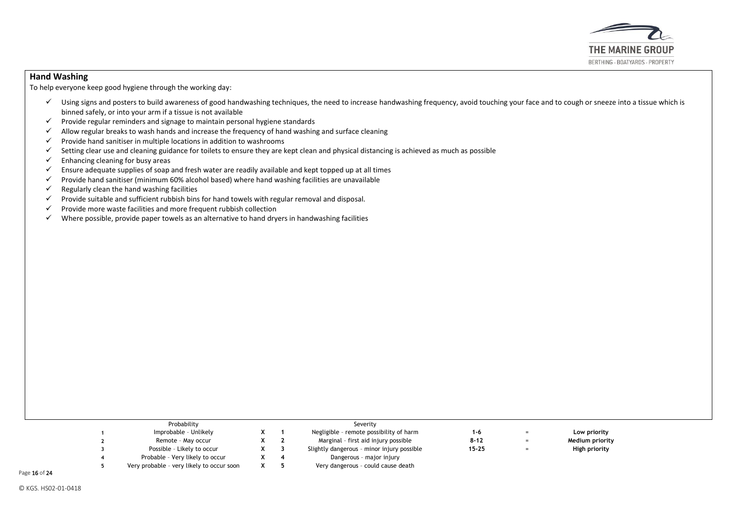## Hand Washing

To help everyone keep good hygiene through the working day:

- ✓ Using signs and posters to build awareness of good handwashing techniques, the need to increase handwashing frequency, avoid touching your face and to cough or sneeze into a tissue which is binned safely, or into your arm if a tissue is not available
- ✓ Provide regular reminders and signage to maintain personal hygiene standards
- ✓ Allow regular breaks to wash hands and increase the frequency of hand washing and surface cleaning
- ✓ Provide hand sanitiser in multiple locations in addition to washrooms
- ✓ Setting clear use and cleaning guidance for toilets to ensure they are kept clean and physical distancing is achieved as much as possible
- ✓ Enhancing cleaning for busy areas
- ✓ Ensure adequate supplies of soap and fresh water are readily available and kept topped up at all times
- ✓ Provide hand sanitiser (minimum 60% alcohol based) where hand washing facilities are unavailable
- ✓ Regularly clean the hand washing facilities
- ✓ Provide suitable and sufficient rubbish bins for hand towels with regular removal and disposal.
- ✓ Provide more waste facilities and more frequent rubbish collection
- ✓ Where possible, provide paper towels as an alternative to hand dryers in handwashing facilities

| | Probability | | | Severity | | | |
|---|---|---|---|---|---|---|---|
| **1** | Improbable – Unlikely | **X** | **1** | Negligible – remote possibility of harm | **1-6** | = | **Low priority** |
| **2** | Remote – May occur | **X** | **2** | Marginal – first aid injury possible | **8-12** | = | **Medium priority** |
| **3** | Possible – Likely to occur | **X** | **3** | Slightly dangerous – minor injury possible | **15-25** | = | **High priority** |
| **4** | Probable – Very likely to occur | **X** | **4** | Dangerous – major injury | | | |
| **5** | Very probable – very likely to occur soon | **X** | **5** | Very dangerous – could cause death | | | |

© KGS. HS02-01-0418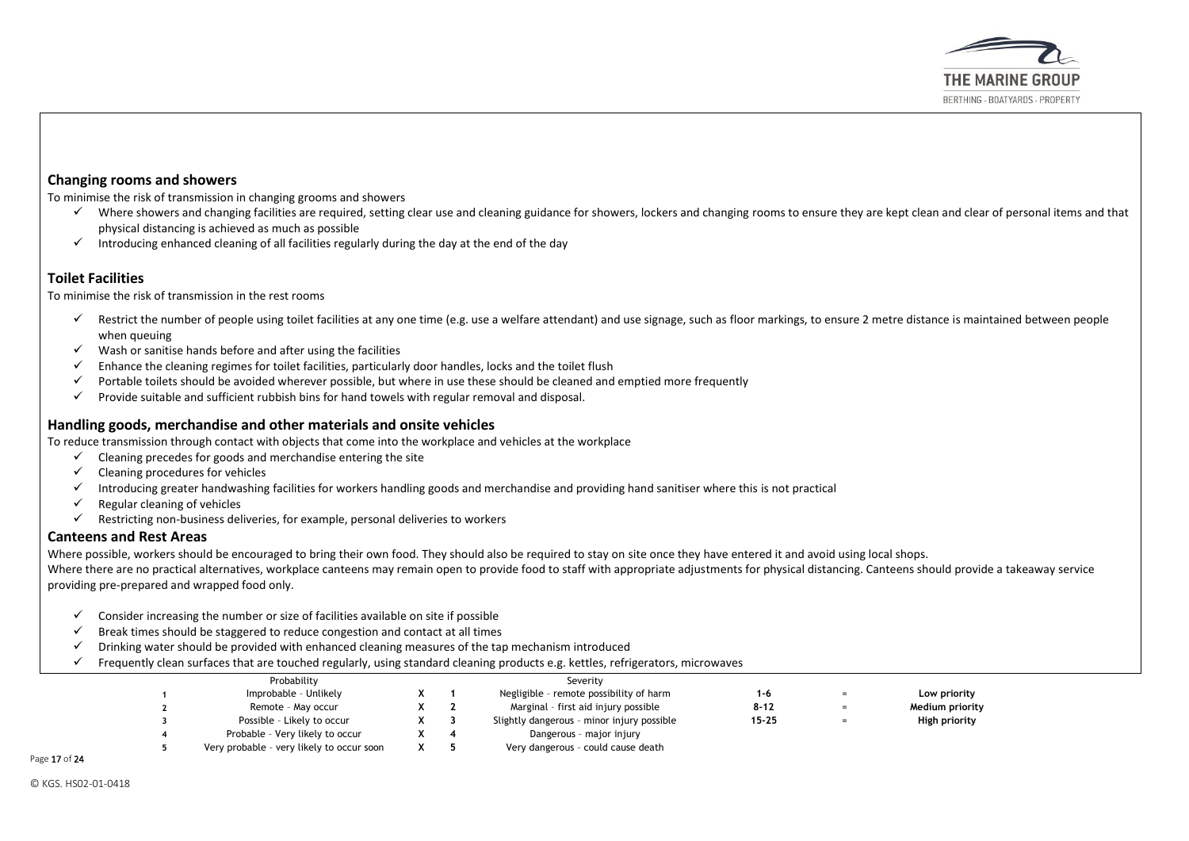## Changing rooms and showers

To minimise the risk of transmission in changing grooms and showers

- ✓ Where showers and changing facilities are required, setting clear use and cleaning guidance for showers, lockers and changing rooms to ensure they are kept clean and clear of personal items and that physical distancing is achieved as much as possible
- ✓ Introducing enhanced cleaning of all facilities regularly during the day at the end of the day

## Toilet Facilities

To minimise the risk of transmission in the rest rooms

- ✓ Restrict the number of people using toilet facilities at any one time (e.g. use a welfare attendant) and use signage, such as floor markings, to ensure 2 metre distance is maintained between people when queuing
- ✓ Wash or sanitise hands before and after using the facilities
- ✓ Enhance the cleaning regimes for toilet facilities, particularly door handles, locks and the toilet flush
- ✓ Portable toilets should be avoided wherever possible, but where in use these should be cleaned and emptied more frequently
- ✓ Provide suitable and sufficient rubbish bins for hand towels with regular removal and disposal.

## Handling goods, merchandise and other materials and onsite vehicles

To reduce transmission through contact with objects that come into the workplace and vehicles at the workplace

- ✓ Cleaning precedes for goods and merchandise entering the site
- ✓ Cleaning procedures for vehicles
- ✓ Introducing greater handwashing facilities for workers handling goods and merchandise and providing hand sanitiser where this is not practical
- ✓ Regular cleaning of vehicles
- ✓ Restricting non-business deliveries, for example, personal deliveries to workers

## Canteens and Rest Areas

Where possible, workers should be encouraged to bring their own food. They should also be required to stay on site once they have entered it and avoid using local shops.

Where there are no practical alternatives, workplace canteens may remain open to provide food to staff with appropriate adjustments for physical distancing. Canteens should provide a takeaway service providing pre-prepared and wrapped food only.

- ✓ Consider increasing the number or size of facilities available on site if possible
- ✓ Break times should be staggered to reduce congestion and contact at all times
- ✓ Drinking water should be provided with enhanced cleaning measures of the tap mechanism introduced
- ✓ Frequently clean surfaces that are touched regularly, using standard cleaning products e.g. kettles, refrigerators, microwaves

| | Probability | | | Severity | | | |
|---|---|---|---|---|---|---|---|
| 1 | Improbable – Unlikely | X | 1 | Negligible – remote possibility of harm | 1-6 | = | **Low priority** |
| 2 | Remote – May occur | X | 2 | Marginal – first aid injury possible | 8-12 | = | **Medium priority** |
| 3 | Possible – Likely to occur | X | 3 | Slightly dangerous – minor injury possible | 15-25 | = | **High priority** |
| 4 | Probable – Very likely to occur | X | 4 | Dangerous – major injury | | | |
| 5 | Very probable – very likely to occur soon | X | 5 | Very dangerous – could cause death | | | |

© KGS. HS02-01-0418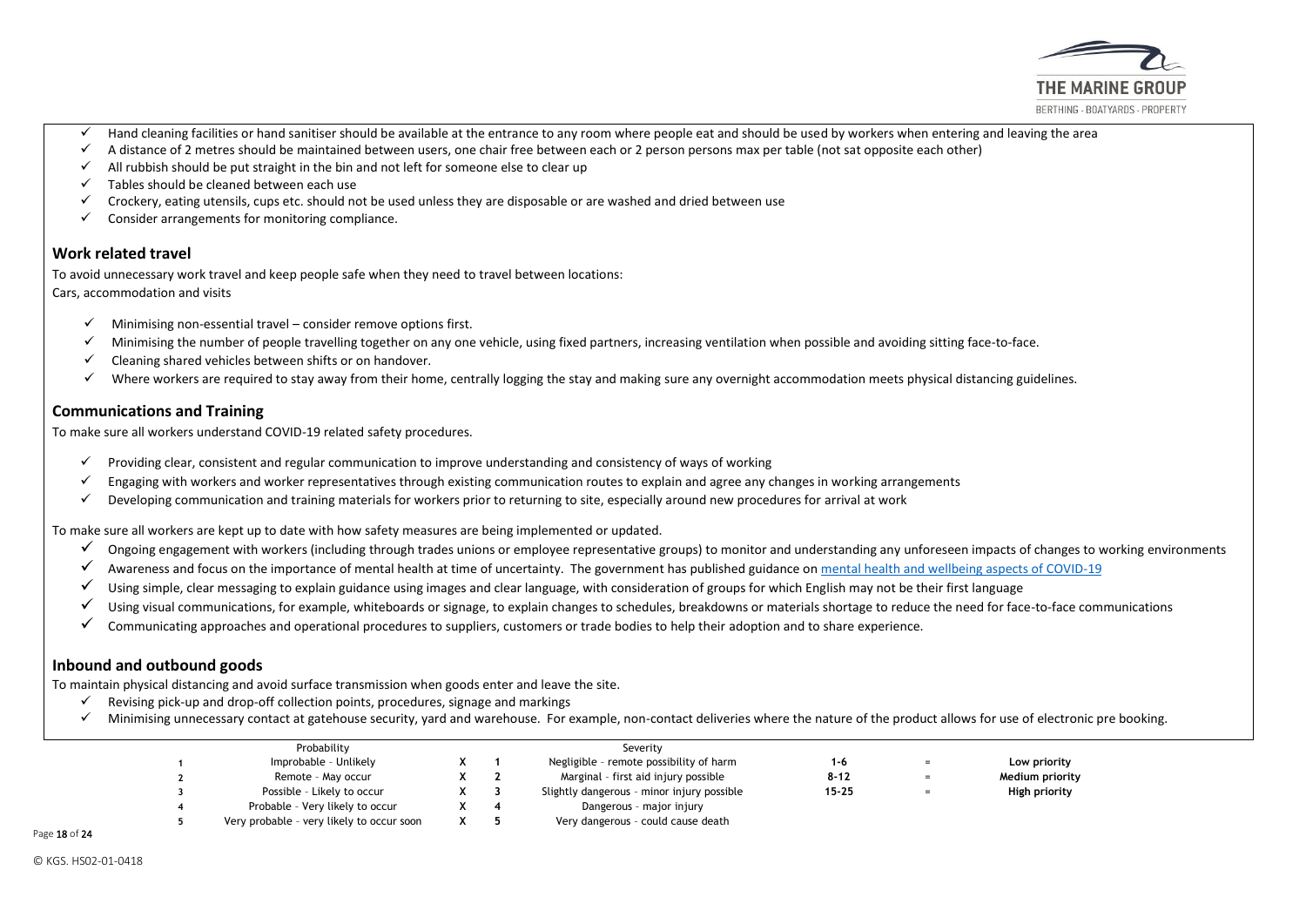- ✓ Hand cleaning facilities or hand sanitiser should be available at the entrance to any room where people eat and should be used by workers when entering and leaving the area
- ✓ A distance of 2 metres should be maintained between users, one chair free between each or 2 person persons max per table (not sat opposite each other)
- ✓ All rubbish should be put straight in the bin and not left for someone else to clear up
- ✓ Tables should be cleaned between each use
- ✓ Crockery, eating utensils, cups etc. should not be used unless they are disposable or are washed and dried between use
- ✓ Consider arrangements for monitoring compliance.

## Work related travel

To avoid unnecessary work travel and keep people safe when they need to travel between locations:
Cars, accommodation and visits

- ✓ Minimising non-essential travel – consider remove options first.
- ✓ Minimising the number of people travelling together on any one vehicle, using fixed partners, increasing ventilation when possible and avoiding sitting face-to-face.
- ✓ Cleaning shared vehicles between shifts or on handover.
- ✓ Where workers are required to stay away from their home, centrally logging the stay and making sure any overnight accommodation meets physical distancing guidelines.

## Communications and Training

To make sure all workers understand COVID-19 related safety procedures.

- ✓ Providing clear, consistent and regular communication to improve understanding and consistency of ways of working
- ✓ Engaging with workers and worker representatives through existing communication routes to explain and agree any changes in working arrangements
- ✓ Developing communication and training materials for workers prior to returning to site, especially around new procedures for arrival at work

To make sure all workers are kept up to date with how safety measures are being implemented or updated.

- ✓ Ongoing engagement with workers (including through trades unions or employee representative groups) to monitor and understanding any unforeseen impacts of changes to working environments
- ✓ Awareness and focus on the importance of mental health at time of uncertainty. The government has published guidance on mental health and wellbeing aspects of COVID-19
- ✓ Using simple, clear messaging to explain guidance using images and clear language, with consideration of groups for which English may not be their first language
- ✓ Using visual communications, for example, whiteboards or signage, to explain changes to schedules, breakdowns or materials shortage to reduce the need for face-to-face communications
- ✓ Communicating approaches and operational procedures to suppliers, customers or trade bodies to help their adoption and to share experience.

## Inbound and outbound goods

To maintain physical distancing and avoid surface transmission when goods enter and leave the site.

- ✓ Revising pick-up and drop-off collection points, procedures, signage and markings
- ✓ Minimising unnecessary contact at gatehouse security, yard and warehouse. For example, non-contact deliveries where the nature of the product allows for use of electronic pre booking.

| | Probability | | | Severity | | | |
|---|---|---|---|---|---|---|---|
| 1 | Improbable - Unlikely | X | 1 | Negligible - remote possibility of harm | 1-6 | = | **Low priority** |
| 2 | Remote - May occur | X | 2 | Marginal - first aid injury possible | 8-12 | = | **Medium priority** |
| 3 | Possible - Likely to occur | X | 3 | Slightly dangerous - minor injury possible | 15-25 | = | **High priority** |
| 4 | Probable - Very likely to occur | X | 4 | Dangerous - major injury | | | |
| 5 | Very probable - very likely to occur soon | X | 5 | Very dangerous - could cause death | | | |

© KGS. HS02-01-0418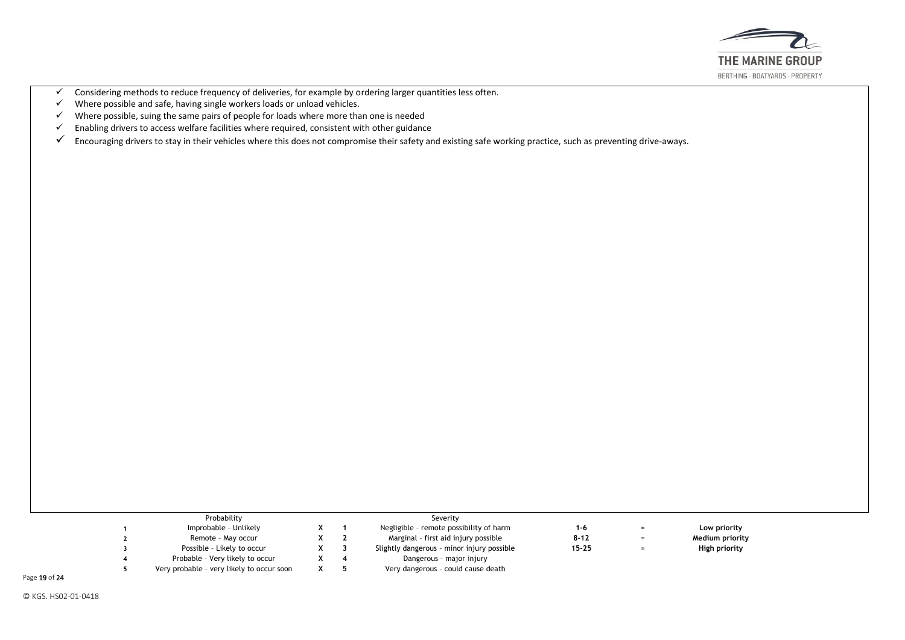- ✓ Considering methods to reduce frequency of deliveries, for example by ordering larger quantities less often.
- ✓ Where possible and safe, having single workers loads or unload vehicles.
- ✓ Where possible, suing the same pairs of people for loads where more than one is needed
- ✓ Enabling drivers to access welfare facilities where required, consistent with other guidance
- ✓ Encouraging drivers to stay in their vehicles where this does not compromise their safety and existing safe working practice, such as preventing drive-aways.

| | Probability | | | Severity | | | |
|---|---|---|---|---|---|---|---|
| **1** | Improbable – Unlikely | **X** | **1** | Negligible – remote possibility of harm | **1-6** | = | **Low priority** |
| **2** | Remote – May occur | **X** | **2** | Marginal – first aid injury possible | **8-12** | = | **Medium priority** |
| **3** | Possible – Likely to occur | **X** | **3** | Slightly dangerous – minor injury possible | **15-25** | = | **High priority** |
| **4** | Probable – Very likely to occur | **X** | **4** | Dangerous – major injury | | | |
| **5** | Very probable – very likely to occur soon | **X** | **5** | Very dangerous – could cause death | | | |

© KGS. HS02-01-0418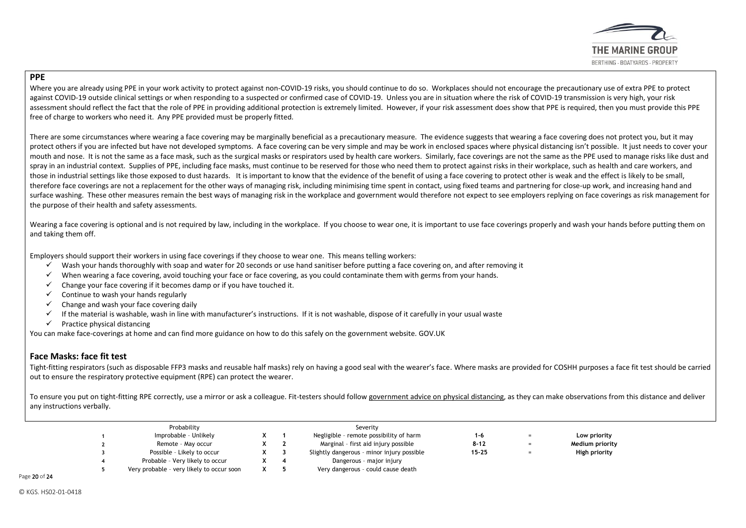## PPE

Where you are already using PPE in your work activity to protect against non-COVID-19 risks, you should continue to do so. Workplaces should not encourage the precautionary use of extra PPE to protect against COVID-19 outside clinical settings or when responding to a suspected or confirmed case of COVID-19. Unless you are in situation where the risk of COVID-19 transmission is very high, your risk assessment should reflect the fact that the role of PPE in providing additional protection is extremely limited. However, if your risk assessment does show that PPE is required, then you must provide this PPE free of charge to workers who need it. Any PPE provided must be properly fitted.

There are some circumstances where wearing a face covering may be marginally beneficial as a precautionary measure. The evidence suggests that wearing a face covering does not protect you, but it may protect others if you are infected but have not developed symptoms. A face covering can be very simple and may be work in enclosed spaces where physical distancing isn't possible. It just needs to cover your mouth and nose. It is not the same as a face mask, such as the surgical masks or respirators used by health care workers. Similarly, face coverings are not the same as the PPE used to manage risks like dust and spray in an industrial context. Supplies of PPE, including face masks, must continue to be reserved for those who need them to protect against risks in their workplace, such as health and care workers, and those in industrial settings like those exposed to dust hazards. It is important to know that the evidence of the benefit of using a face covering to protect other is weak and the effect is likely to be small, therefore face coverings are not a replacement for the other ways of managing risk, including minimising time spent in contact, using fixed teams and partnering for close-up work, and increasing hand and surface washing. These other measures remain the best ways of managing risk in the workplace and government would therefore not expect to see employers replying on face coverings as risk management for the purpose of their health and safety assessments.

Wearing a face covering is optional and is not required by law, including in the workplace. If you choose to wear one, it is important to use face coverings properly and wash your hands before putting them on and taking them off.

Employers should support their workers in using face coverings if they choose to wear one. This means telling workers:

- ✓ Wash your hands thoroughly with soap and water for 20 seconds or use hand sanitiser before putting a face covering on, and after removing it
- ✓ When wearing a face covering, avoid touching your face or face covering, as you could contaminate them with germs from your hands.
- ✓ Change your face covering if it becomes damp or if you have touched it.
- ✓ Continue to wash your hands regularly
- ✓ Change and wash your face covering daily
- ✓ If the material is washable, wash in line with manufacturer's instructions. If it is not washable, dispose of it carefully in your usual waste
- ✓ Practice physical distancing

You can make face-coverings at home and can find more guidance on how to do this safely on the government website. GOV.UK

## Face Masks: face fit test

Tight-fitting respirators (such as disposable FFP3 masks and reusable half masks) rely on having a good seal with the wearer's face. Where masks are provided for COSHH purposes a face fit test should be carried out to ensure the respiratory protective equipment (RPE) can protect the wearer.

To ensure you put on tight-fitting RPE correctly, use a mirror or ask a colleague. Fit-testers should follow government advice on physical distancing, as they can make observations from this distance and deliver any instructions verbally.

| | Probability | | | Severity | | | |
|---|---|---|---|---|---|---|---|
| 1 | Improbable – Unlikely | X | 1 | Negligible – remote possibility of harm | 1-6 | = | **Low priority** |
| 2 | Remote – May occur | X | 2 | Marginal – first aid injury possible | 8-12 | = | **Medium priority** |
| 3 | Possible – Likely to occur | X | 3 | Slightly dangerous – minor injury possible | 15-25 | = | **High priority** |
| 4 | Probable – Very likely to occur | X | 4 | Dangerous – major injury | | | |
| 5 | Very probable – very likely to occur soon | X | 5 | Very dangerous – could cause death | | | |

© KGS. HS02-01-0418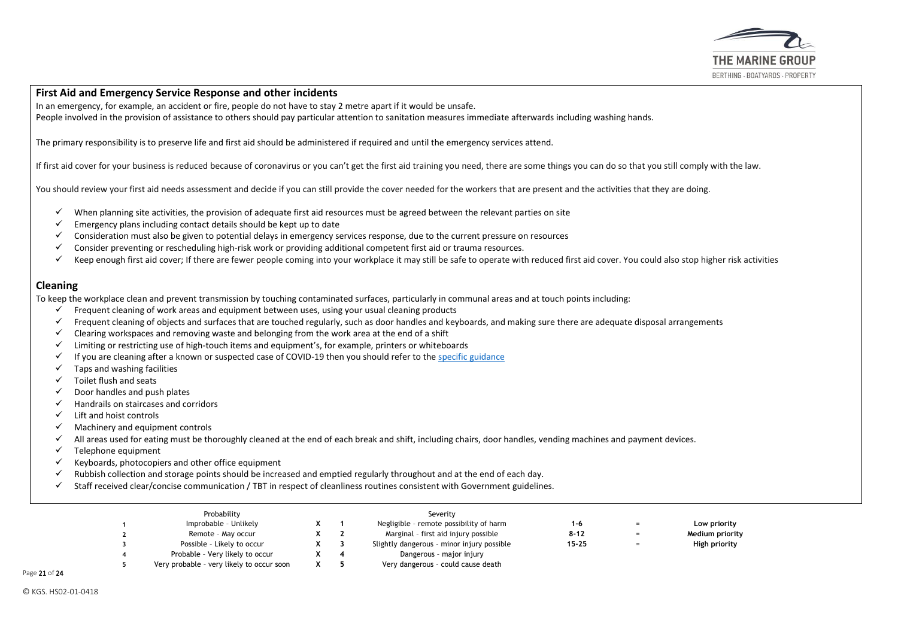## First Aid and Emergency Service Response and other incidents

In an emergency, for example, an accident or fire, people do not have to stay 2 metre apart if it would be unsafe.
People involved in the provision of assistance to others should pay particular attention to sanitation measures immediate afterwards including washing hands.

The primary responsibility is to preserve life and first aid should be administered if required and until the emergency services attend.

If first aid cover for your business is reduced because of coronavirus or you can't get the first aid training you need, there are some things you can do so that you still comply with the law.

You should review your first aid needs assessment and decide if you can still provide the cover needed for the workers that are present and the activities that they are doing.

- ✓ When planning site activities, the provision of adequate first aid resources must be agreed between the relevant parties on site
- ✓ Emergency plans including contact details should be kept up to date
- ✓ Consideration must also be given to potential delays in emergency services response, due to the current pressure on resources
- ✓ Consider preventing or rescheduling high-risk work or providing additional competent first aid or trauma resources.
- ✓ Keep enough first aid cover; If there are fewer people coming into your workplace it may still be safe to operate with reduced first aid cover. You could also stop higher risk activities

## Cleaning

To keep the workplace clean and prevent transmission by touching contaminated surfaces, particularly in communal areas and at touch points including:

- ✓ Frequent cleaning of work areas and equipment between uses, using your usual cleaning products
- ✓ Frequent cleaning of objects and surfaces that are touched regularly, such as door handles and keyboards, and making sure there are adequate disposal arrangements
- ✓ Clearing workspaces and removing waste and belonging from the work area at the end of a shift
- ✓ Limiting or restricting use of high-touch items and equipment's, for example, printers or whiteboards
- ✓ If you are cleaning after a known or suspected case of COVID-19 then you should refer to the [specific guidance]
- ✓ Taps and washing facilities
- ✓ Toilet flush and seats
- ✓ Door handles and push plates
- ✓ Handrails on staircases and corridors
- ✓ Lift and hoist controls
- ✓ Machinery and equipment controls
- ✓ All areas used for eating must be thoroughly cleaned at the end of each break and shift, including chairs, door handles, vending machines and payment devices.
- ✓ Telephone equipment
- ✓ Keyboards, photocopiers and other office equipment
- ✓ Rubbish collection and storage points should be increased and emptied regularly throughout and at the end of each day.
- ✓ Staff received clear/concise communication / TBT in respect of cleanliness routines consistent with Government guidelines.

| | Probability | | | Severity | | | |
|---|---|---|---|---|---|---|---|
| 1 | Improbable - Unlikely | X | 1 | Negligible - remote possibility of harm | 1-6 | = | **Low priority** |
| 2 | Remote - May occur | X | 2 | Marginal - first aid injury possible | 8-12 | = | **Medium priority** |
| 3 | Possible - Likely to occur | X | 3 | Slightly dangerous - minor injury possible | 15-25 | = | **High priority** |
| 4 | Probable - Very likely to occur | X | 4 | Dangerous - major injury | | | |
| 5 | Very probable - very likely to occur soon | X | 5 | Very dangerous - could cause death | | | |

© KGS. HS02-01-0418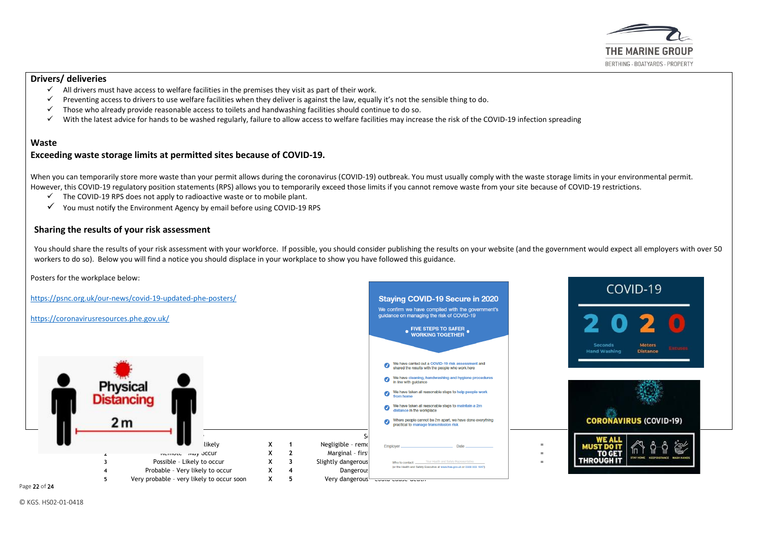## Drivers/ deliveries

- ✓ All drivers must have access to welfare facilities in the premises they visit as part of their work.
- ✓ Preventing access to drivers to use welfare facilities when they deliver is against the law, equally it's not the sensible thing to do.
- ✓ Those who already provide reasonable access to toilets and handwashing facilities should continue to do so.
- ✓ With the latest advice for hands to be washed regularly, failure to allow access to welfare facilities may increase the risk of the COVID-19 infection spreading

## Waste

### Exceeding waste storage limits at permitted sites because of COVID-19.

When you can temporarily store more waste than your permit allows during the coronavirus (COVID-19) outbreak. You must usually comply with the waste storage limits in your environmental permit. However, this COVID-19 regulatory position statements (RPS) allows you to temporarily exceed those limits if you cannot remove waste from your site because of COVID-19 restrictions.

- ✓ The COVID-19 RPS does not apply to radioactive waste or to mobile plant.
- ✓ You must notify the Environment Agency by email before using COVID-19 RPS

## Sharing the results of your risk assessment

You should share the results of your risk assessment with your workforce. If possible, you should consider publishing the results on your website (and the government would expect all employers with over 50 workers to do so). Below you will find a notice you should displace in your workplace to show you have followed this guidance.

Posters for the workplace below:

https://psnc.org.uk/our-news/covid-19-updated-phe-posters/

https://coronavirusresources.phe.gov.uk/

| | | | | | |
|---|---|---|---|---|---|
| | ... likely | X | 1 | Negligible - remo... | = |
| 2 | Remote - May occur | X | 2 | Marginal - first... | = |
| 3 | Possible - Likely to occur | X | 3 | Slightly dangerous | = |
| 4 | Probable - Very likely to occur | X | 4 | Dangerous | |
| 5 | Very probable - very likely to occur soon | X | 5 | Very dangerous - could cause death | |

© KGS. HS02-01-0418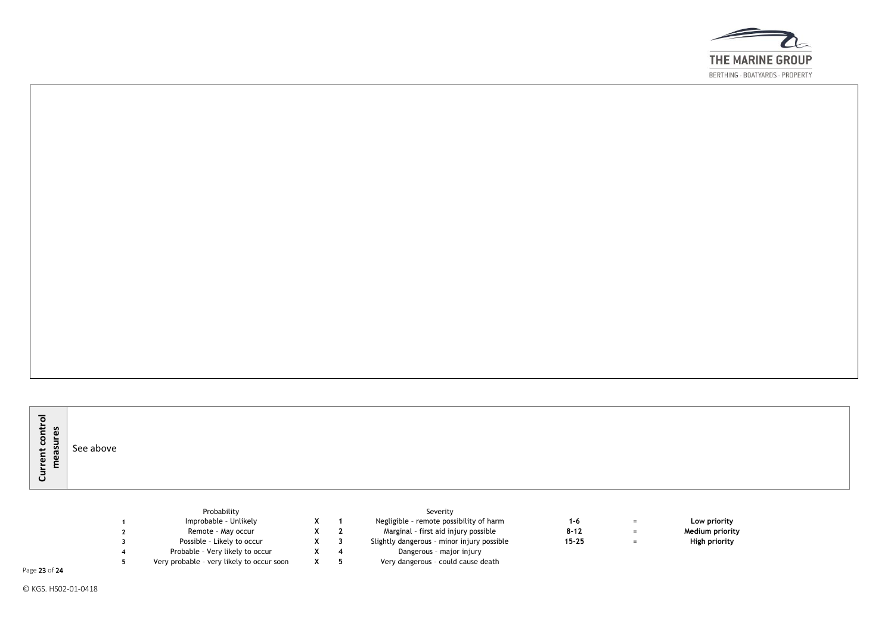| Current control measures | See above |
|---|---|

| | Probability | | | Severity | | | |
|---|---|---|---|---|---|---|---|
| 1 | Improbable – Unlikely | X | 1 | Negligible – remote possibility of harm | 1-6 | = | **Low priority** |
| 2 | Remote – May occur | X | 2 | Marginal – first aid injury possible | 8-12 | = | **Medium priority** |
| 3 | Possible – Likely to occur | X | 3 | Slightly dangerous – minor injury possible | 15-25 | = | **High priority** |
| 4 | Probable – Very likely to occur | X | 4 | Dangerous – major injury | | | |
| 5 | Very probable – very likely to occur soon | X | 5 | Very dangerous – could cause death | | | |

© KGS. HS02-01-0418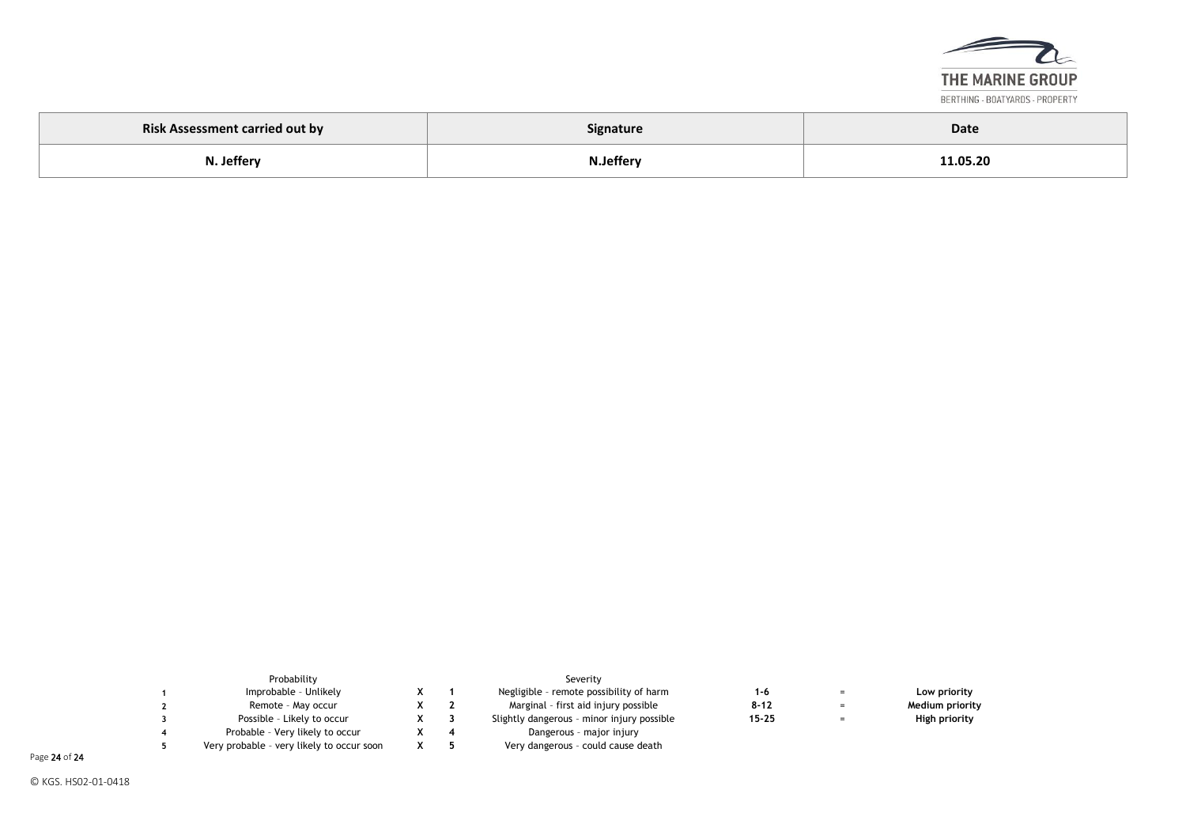| Risk Assessment carried out by | Signature | Date |
| --- | --- | --- |
| N. Jeffery | N.Jeffery | 11.05.20 |

| | Probability | | | Severity | | | |
| --- | --- | --- | --- | --- | --- | --- | --- |
| 1 | Improbable – Unlikely | X | 1 | Negligible – remote possibility of harm | **1-6** | = | **Low priority** |
| 2 | Remote – May occur | X | 2 | Marginal – first aid injury possible | **8-12** | = | **Medium priority** |
| 3 | Possible – Likely to occur | X | 3 | Slightly dangerous – minor injury possible | **15-25** | = | **High priority** |
| 4 | Probable – Very likely to occur | X | 4 | Dangerous – major injury | | | |
| 5 | Very probable – very likely to occur soon | X | 5 | Very dangerous – could cause death | | | |

© KGS. HS02-01-0418